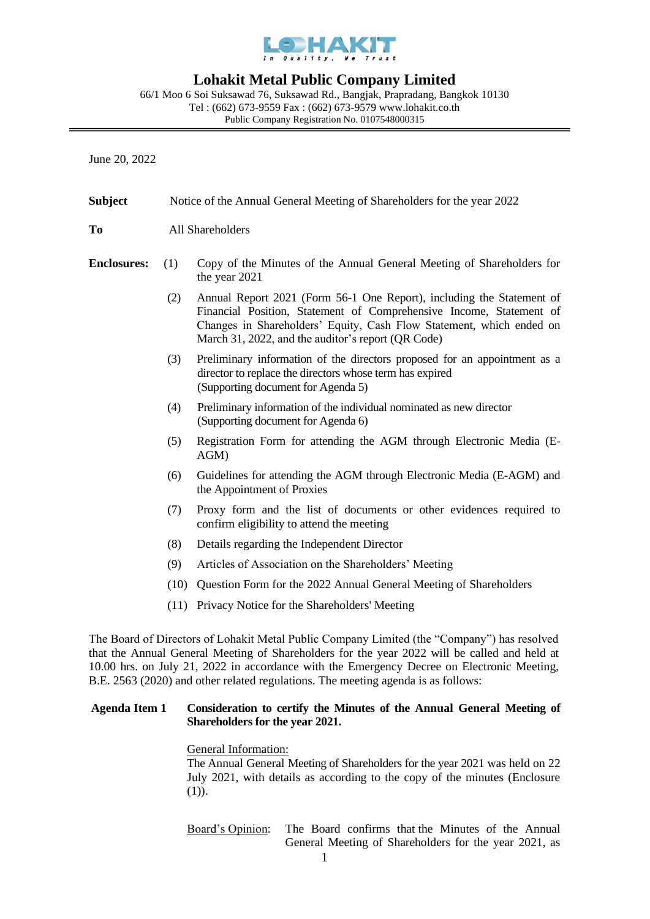# Lohakit Metal Public Company Limited

66/1 Moo 6 Soi Suksawad 76, Suksawad Rd., Bangjak, Prapradang, Bangkok 10130
Tel : (662) 673-9559 Fax : (662) 673-9579 www.lohakit.co.th
Public Company Registration No. 0107548000315

June 20, 2022

**Subject** Notice of the Annual General Meeting of Shareholders for the year 2022

**To** All Shareholders

**Enclosures:**

(1) Copy of the Minutes of the Annual General Meeting of Shareholders for the year 2021

(2) Annual Report 2021 (Form 56-1 One Report), including the Statement of Financial Position, Statement of Comprehensive Income, Statement of Changes in Shareholders' Equity, Cash Flow Statement, which ended on March 31, 2022, and the auditor's report (QR Code)

(3) Preliminary information of the directors proposed for an appointment as a director to replace the directors whose term has expired (Supporting document for Agenda 5)

(4) Preliminary information of the individual nominated as new director (Supporting document for Agenda 6)

(5) Registration Form for attending the AGM through Electronic Media (E-AGM)

(6) Guidelines for attending the AGM through Electronic Media (E-AGM) and the Appointment of Proxies

(7) Proxy form and the list of documents or other evidences required to confirm eligibility to attend the meeting

(8) Details regarding the Independent Director

(9) Articles of Association on the Shareholders' Meeting

(10) Question Form for the 2022 Annual General Meeting of Shareholders

(11) Privacy Notice for the Shareholders' Meeting

The Board of Directors of Lohakit Metal Public Company Limited (the "Company") has resolved that the Annual General Meeting of Shareholders for the year 2022 will be called and held at 10.00 hrs. on July 21, 2022 in accordance with the Emergency Decree on Electronic Meeting, B.E. 2563 (2020) and other related regulations. The meeting agenda is as follows:

**Agenda Item 1 Consideration to certify the Minutes of the Annual General Meeting of Shareholders for the year 2021.**

General Information:
The Annual General Meeting of Shareholders for the year 2021 was held on 22 July 2021, with details as according to the copy of the minutes (Enclosure (1)).

Board's Opinion: The Board confirms that the Minutes of the Annual General Meeting of Shareholders for the year 2021, as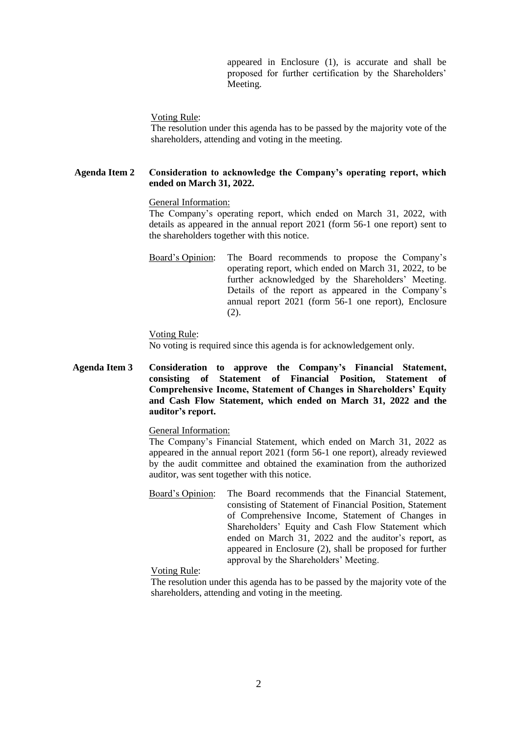appeared in Enclosure (1), is accurate and shall be proposed for further certification by the Shareholders' Meeting.

Voting Rule:
The resolution under this agenda has to be passed by the majority vote of the shareholders, attending and voting in the meeting.

**Agenda Item 2 Consideration to acknowledge the Company's operating report, which ended on March 31, 2022.**

General Information:
The Company's operating report, which ended on March 31, 2022, with details as appeared in the annual report 2021 (form 56-1 one report) sent to the shareholders together with this notice.

Board's Opinion: The Board recommends to propose the Company's operating report, which ended on March 31, 2022, to be further acknowledged by the Shareholders' Meeting. Details of the report as appeared in the Company's annual report 2021 (form 56-1 one report), Enclosure (2).

Voting Rule:
No voting is required since this agenda is for acknowledgement only.

**Agenda Item 3 Consideration to approve the Company's Financial Statement, consisting of Statement of Financial Position, Statement of Comprehensive Income, Statement of Changes in Shareholders' Equity and Cash Flow Statement, which ended on March 31, 2022 and the auditor's report.**

General Information:
The Company's Financial Statement, which ended on March 31, 2022 as appeared in the annual report 2021 (form 56-1 one report), already reviewed by the audit committee and obtained the examination from the authorized auditor, was sent together with this notice.

Board's Opinion: The Board recommends that the Financial Statement, consisting of Statement of Financial Position, Statement of Comprehensive Income, Statement of Changes in Shareholders' Equity and Cash Flow Statement which ended on March 31, 2022 and the auditor's report, as appeared in Enclosure (2), shall be proposed for further approval by the Shareholders' Meeting.

Voting Rule:
The resolution under this agenda has to be passed by the majority vote of the shareholders, attending and voting in the meeting.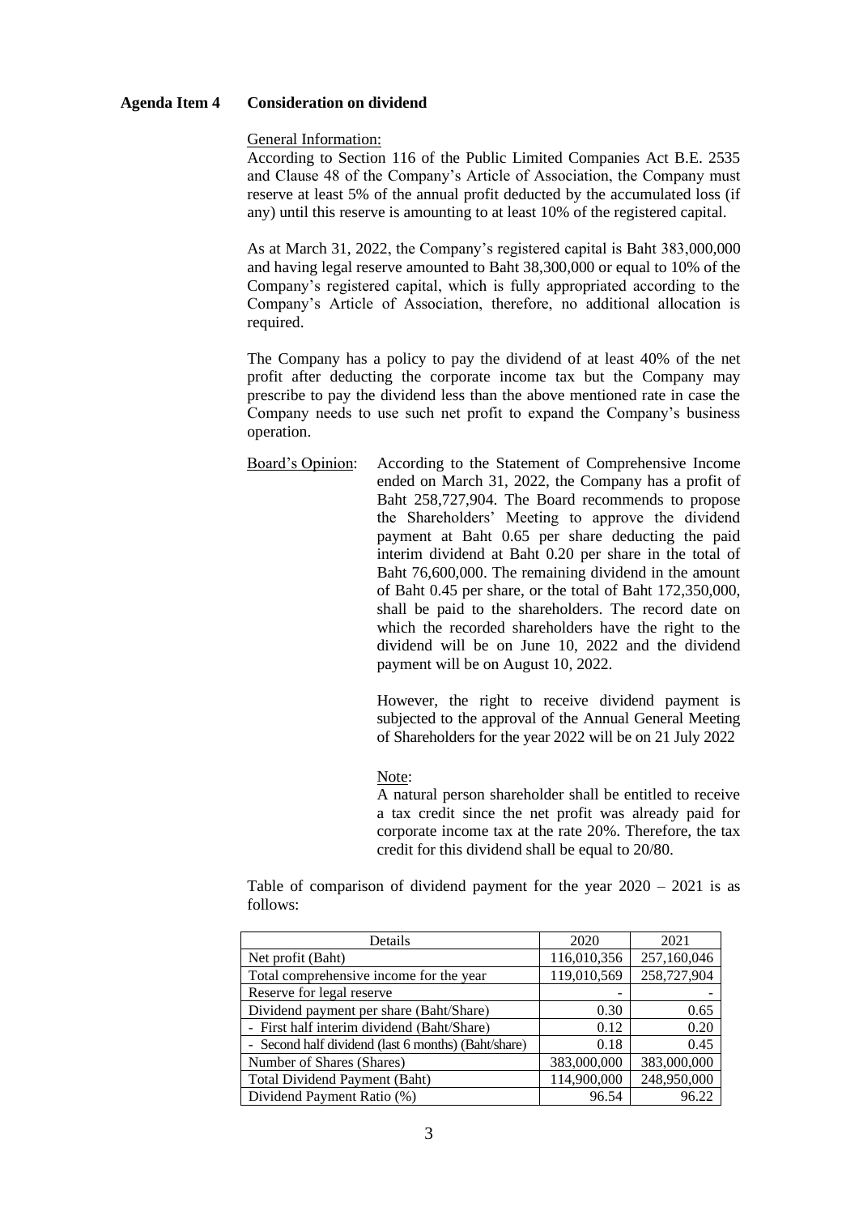**Agenda Item 4 Consideration on dividend**

General Information:

According to Section 116 of the Public Limited Companies Act B.E. 2535 and Clause 48 of the Company's Article of Association, the Company must reserve at least 5% of the annual profit deducted by the accumulated loss (if any) until this reserve is amounting to at least 10% of the registered capital.

As at March 31, 2022, the Company's registered capital is Baht 383,000,000 and having legal reserve amounted to Baht 38,300,000 or equal to 10% of the Company's registered capital, which is fully appropriated according to the Company's Article of Association, therefore, no additional allocation is required.

The Company has a policy to pay the dividend of at least 40% of the net profit after deducting the corporate income tax but the Company may prescribe to pay the dividend less than the above mentioned rate in case the Company needs to use such net profit to expand the Company's business operation.

Board's Opinion: According to the Statement of Comprehensive Income ended on March 31, 2022, the Company has a profit of Baht 258,727,904. The Board recommends to propose the Shareholders' Meeting to approve the dividend payment at Baht 0.65 per share deducting the paid interim dividend at Baht 0.20 per share in the total of Baht 76,600,000. The remaining dividend in the amount of Baht 0.45 per share, or the total of Baht 172,350,000, shall be paid to the shareholders. The record date on which the recorded shareholders have the right to the dividend will be on June 10, 2022 and the dividend payment will be on August 10, 2022.

However, the right to receive dividend payment is subjected to the approval of the Annual General Meeting of Shareholders for the year 2022 will be on 21 July 2022

Note:

A natural person shareholder shall be entitled to receive a tax credit since the net profit was already paid for corporate income tax at the rate 20%. Therefore, the tax credit for this dividend shall be equal to 20/80.

Table of comparison of dividend payment for the year 2020 – 2021 is as follows:

| Details | 2020 | 2021 |
|---|---|---|
| Net profit (Baht) | 116,010,356 | 257,160,046 |
| Total comprehensive income for the year | 119,010,569 | 258,727,904 |
| Reserve for legal reserve | - | - |
| Dividend payment per share (Baht/Share) | 0.30 | 0.65 |
| - First half interim dividend (Baht/Share) | 0.12 | 0.20 |
| - Second half dividend (last 6 months) (Baht/share) | 0.18 | 0.45 |
| Number of Shares (Shares) | 383,000,000 | 383,000,000 |
| Total Dividend Payment (Baht) | 114,900,000 | 248,950,000 |
| Dividend Payment Ratio (%) | 96.54 | 96.22 |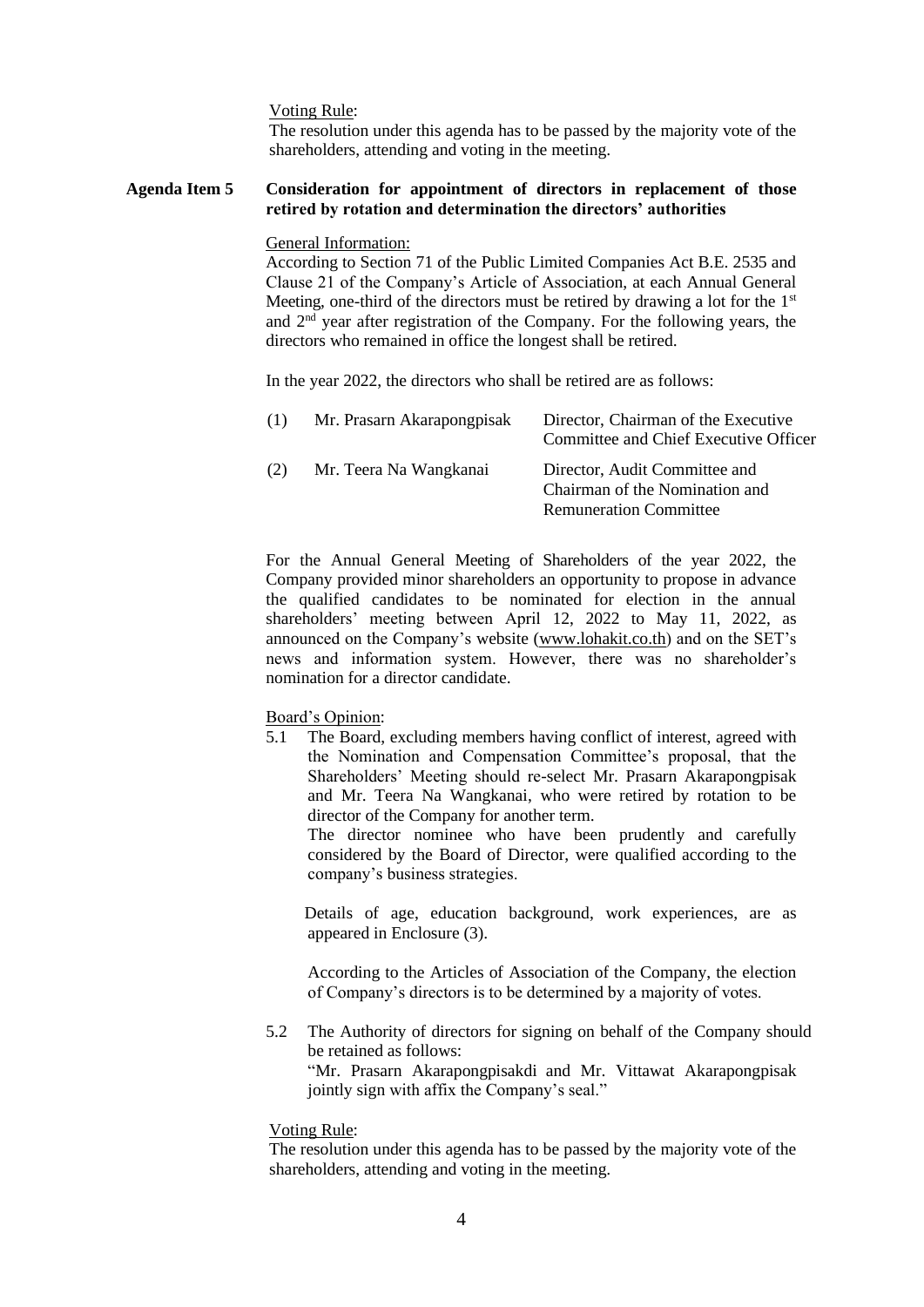Voting Rule:

The resolution under this agenda has to be passed by the majority vote of the shareholders, attending and voting in the meeting.

**Agenda Item 5 Consideration for appointment of directors in replacement of those retired by rotation and determination the directors' authorities**

General Information:

According to Section 71 of the Public Limited Companies Act B.E. 2535 and Clause 21 of the Company's Article of Association, at each Annual General Meeting, one-third of the directors must be retired by drawing a lot for the 1st and 2nd year after registration of the Company. For the following years, the directors who remained in office the longest shall be retired.

In the year 2022, the directors who shall be retired are as follows:

| | | |
|---|---|---|
| (1) | Mr. Prasarn Akarapongpisak | Director, Chairman of the Executive Committee and Chief Executive Officer |
| (2) | Mr. Teera Na Wangkanai | Director, Audit Committee and Chairman of the Nomination and Remuneration Committee |

For the Annual General Meeting of Shareholders of the year 2022, the Company provided minor shareholders an opportunity to propose in advance the qualified candidates to be nominated for election in the annual shareholders' meeting between April 12, 2022 to May 11, 2022, as announced on the Company's website (www.lohakit.co.th) and on the SET's news and information system. However, there was no shareholder's nomination for a director candidate.

Board's Opinion:

5.1 The Board, excluding members having conflict of interest, agreed with the Nomination and Compensation Committee's proposal, that the Shareholders' Meeting should re-select Mr. Prasarn Akarapongpisak and Mr. Teera Na Wangkanai, who were retired by rotation to be director of the Company for another term.

The director nominee who have been prudently and carefully considered by the Board of Director, were qualified according to the company's business strategies.

Details of age, education background, work experiences, are as appeared in Enclosure (3).

According to the Articles of Association of the Company, the election of Company's directors is to be determined by a majority of votes.

5.2 The Authority of directors for signing on behalf of the Company should be retained as follows:

"Mr. Prasarn Akarapongpisakdi and Mr. Vittawat Akarapongpisak jointly sign with affix the Company's seal."

Voting Rule:

The resolution under this agenda has to be passed by the majority vote of the shareholders, attending and voting in the meeting.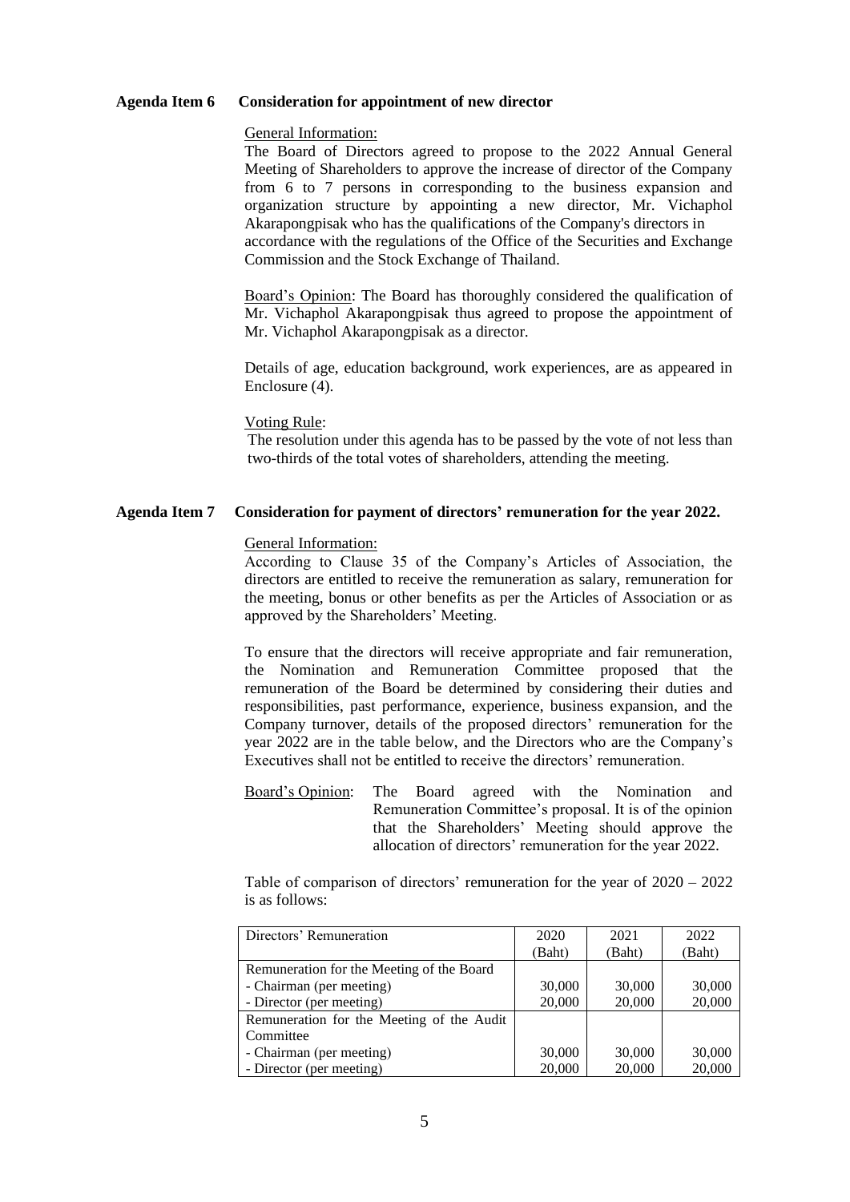**Agenda Item 6 Consideration for appointment of new director**

General Information:

The Board of Directors agreed to propose to the 2022 Annual General Meeting of Shareholders to approve the increase of director of the Company from 6 to 7 persons in corresponding to the business expansion and organization structure by appointing a new director, Mr. Vichaphol Akarapongpisak who has the qualifications of the Company's directors in accordance with the regulations of the Office of the Securities and Exchange Commission and the Stock Exchange of Thailand.

Board's Opinion: The Board has thoroughly considered the qualification of Mr. Vichaphol Akarapongpisak thus agreed to propose the appointment of Mr. Vichaphol Akarapongpisak as a director.

Details of age, education background, work experiences, are as appeared in Enclosure (4).

Voting Rule:

The resolution under this agenda has to be passed by the vote of not less than two-thirds of the total votes of shareholders, attending the meeting.

**Agenda Item 7 Consideration for payment of directors' remuneration for the year 2022.**

General Information:

According to Clause 35 of the Company's Articles of Association, the directors are entitled to receive the remuneration as salary, remuneration for the meeting, bonus or other benefits as per the Articles of Association or as approved by the Shareholders' Meeting.

To ensure that the directors will receive appropriate and fair remuneration, the Nomination and Remuneration Committee proposed that the remuneration of the Board be determined by considering their duties and responsibilities, past performance, experience, business expansion, and the Company turnover, details of the proposed directors' remuneration for the year 2022 are in the table below, and the Directors who are the Company's Executives shall not be entitled to receive the directors' remuneration.

Board's Opinion: The Board agreed with the Nomination and Remuneration Committee's proposal. It is of the opinion that the Shareholders' Meeting should approve the allocation of directors' remuneration for the year 2022.

Table of comparison of directors' remuneration for the year of 2020 – 2022 is as follows:

| Directors' Remuneration | 2020 (Baht) | 2021 (Baht) | 2022 (Baht) |
|---|---|---|---|
| Remuneration for the Meeting of the Board | | | |
| - Chairman (per meeting) | 30,000 | 30,000 | 30,000 |
| - Director (per meeting) | 20,000 | 20,000 | 20,000 |
| Remuneration for the Meeting of the Audit Committee | | | |
| - Chairman (per meeting) | 30,000 | 30,000 | 30,000 |
| - Director (per meeting) | 20,000 | 20,000 | 20,000 |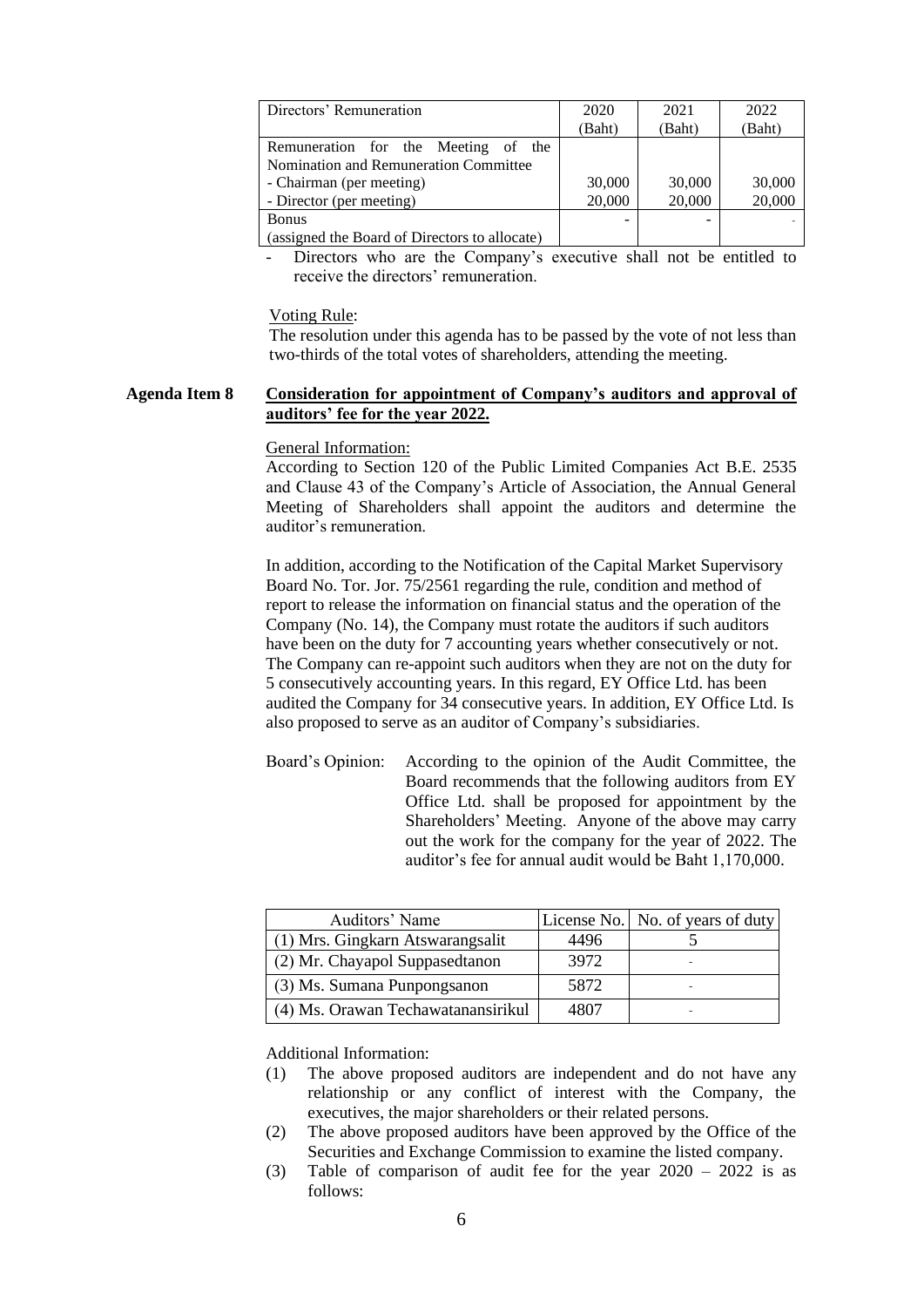| Directors' Remuneration | 2020 (Baht) | 2021 (Baht) | 2022 (Baht) |
|---|---|---|---|
| Remuneration for the Meeting of the Nomination and Remuneration Committee | | | |
| - Chairman (per meeting) | 30,000 | 30,000 | 30,000 |
| - Director (per meeting) | 20,000 | 20,000 | 20,000 |
| Bonus (assigned the Board of Directors to allocate) | - | - | - |

- Directors who are the Company's executive shall not be entitled to receive the directors' remuneration.

Voting Rule:
The resolution under this agenda has to be passed by the vote of not less than two-thirds of the total votes of shareholders, attending the meeting.

**Agenda Item 8** **Consideration for appointment of Company's auditors and approval of auditors' fee for the year 2022.**

General Information:
According to Section 120 of the Public Limited Companies Act B.E. 2535 and Clause 43 of the Company's Article of Association, the Annual General Meeting of Shareholders shall appoint the auditors and determine the auditor's remuneration.

In addition, according to the Notification of the Capital Market Supervisory Board No. Tor. Jor. 75/2561 regarding the rule, condition and method of report to release the information on financial status and the operation of the Company (No. 14), the Company must rotate the auditors if such auditors have been on the duty for 7 accounting years whether consecutively or not. The Company can re-appoint such auditors when they are not on the duty for 5 consecutively accounting years. In this regard, EY Office Ltd. has been audited the Company for 34 consecutive years. In addition, EY Office Ltd. Is also proposed to serve as an auditor of Company's subsidiaries.

Board's Opinion: According to the opinion of the Audit Committee, the Board recommends that the following auditors from EY Office Ltd. shall be proposed for appointment by the Shareholders' Meeting. Anyone of the above may carry out the work for the company for the year of 2022. The auditor's fee for annual audit would be Baht 1,170,000.

| Auditors' Name | License No. | No. of years of duty |
|---|---|---|
| (1) Mrs. Gingkarn Atswarangsalit | 4496 | 5 |
| (2) Mr. Chayapol Suppasedtanon | 3972 | - |
| (3) Ms. Sumana Punpongsanon | 5872 | - |
| (4) Ms. Orawan Techawatanansirikul | 4807 | - |

Additional Information:

(1) The above proposed auditors are independent and do not have any relationship or any conflict of interest with the Company, the executives, the major shareholders or their related persons.

(2) The above proposed auditors have been approved by the Office of the Securities and Exchange Commission to examine the listed company.

(3) Table of comparison of audit fee for the year 2020 – 2022 is as follows: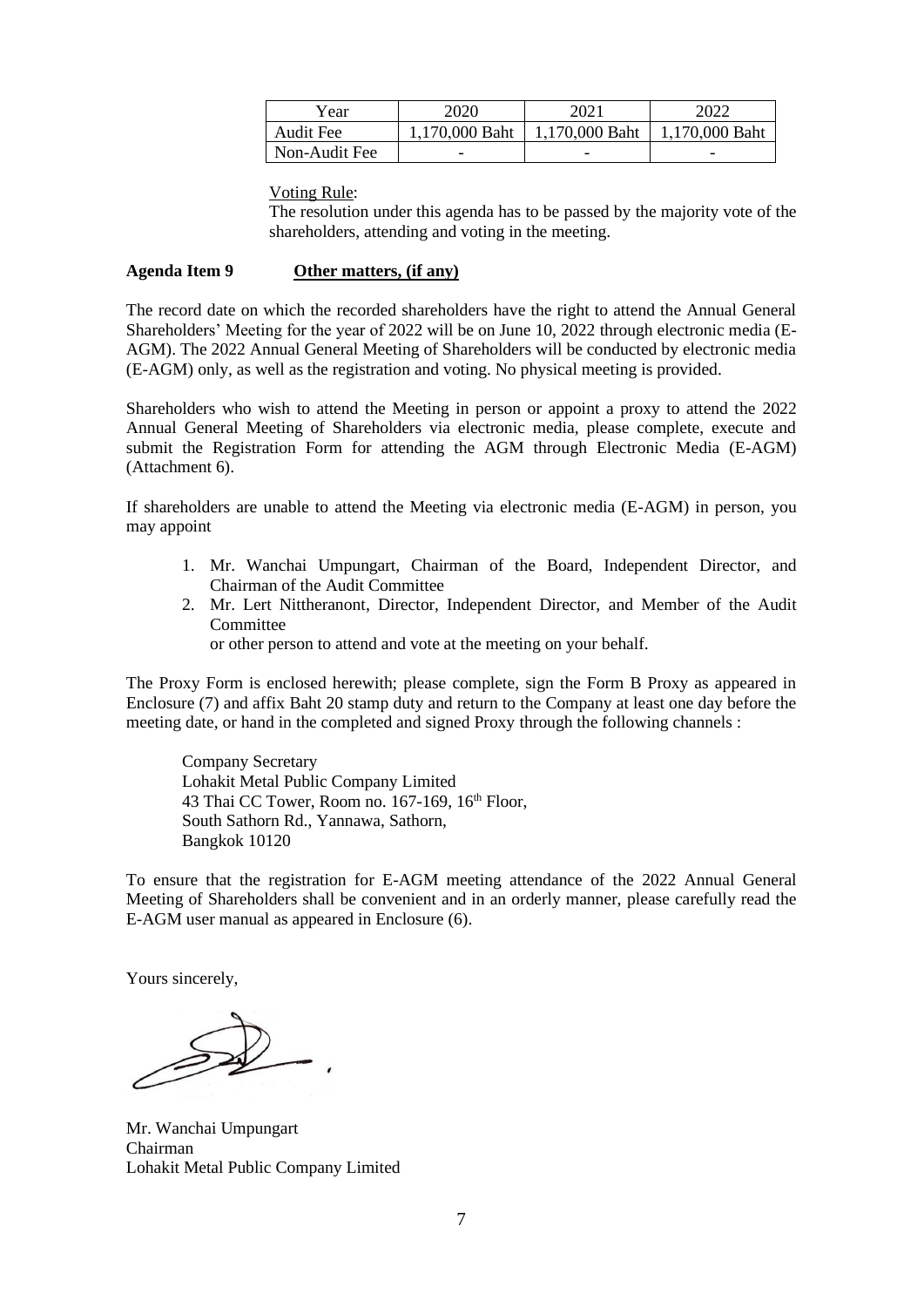| Year | 2020 | 2021 | 2022 |
| --- | --- | --- | --- |
| Audit Fee | 1,170,000 Baht | 1,170,000 Baht | 1,170,000 Baht |
| Non-Audit Fee | - | - | - |

Voting Rule:

The resolution under this agenda has to be passed by the majority vote of the shareholders, attending and voting in the meeting.

**Agenda Item 9** **Other matters, (if any)**

The record date on which the recorded shareholders have the right to attend the Annual General Shareholders' Meeting for the year of 2022 will be on June 10, 2022 through electronic media (E-AGM). The 2022 Annual General Meeting of Shareholders will be conducted by electronic media (E-AGM) only, as well as the registration and voting. No physical meeting is provided.

Shareholders who wish to attend the Meeting in person or appoint a proxy to attend the 2022 Annual General Meeting of Shareholders via electronic media, please complete, execute and submit the Registration Form for attending the AGM through Electronic Media (E-AGM) (Attachment 6).

If shareholders are unable to attend the Meeting via electronic media (E-AGM) in person, you may appoint

1. Mr. Wanchai Umpungart, Chairman of the Board, Independent Director, and Chairman of the Audit Committee
2. Mr. Lert Nittheranont, Director, Independent Director, and Member of the Audit Committee

   or other person to attend and vote at the meeting on your behalf.

The Proxy Form is enclosed herewith; please complete, sign the Form B Proxy as appeared in Enclosure (7) and affix Baht 20 stamp duty and return to the Company at least one day before the meeting date, or hand in the completed and signed Proxy through the following channels :

Company Secretary
Lohakit Metal Public Company Limited
43 Thai CC Tower, Room no. 167-169, 16th Floor,
South Sathorn Rd., Yannawa, Sathorn,
Bangkok 10120

To ensure that the registration for E-AGM meeting attendance of the 2022 Annual General Meeting of Shareholders shall be convenient and in an orderly manner, please carefully read the E-AGM user manual as appeared in Enclosure (6).

Yours sincerely,

Mr. Wanchai Umpungart
Chairman
Lohakit Metal Public Company Limited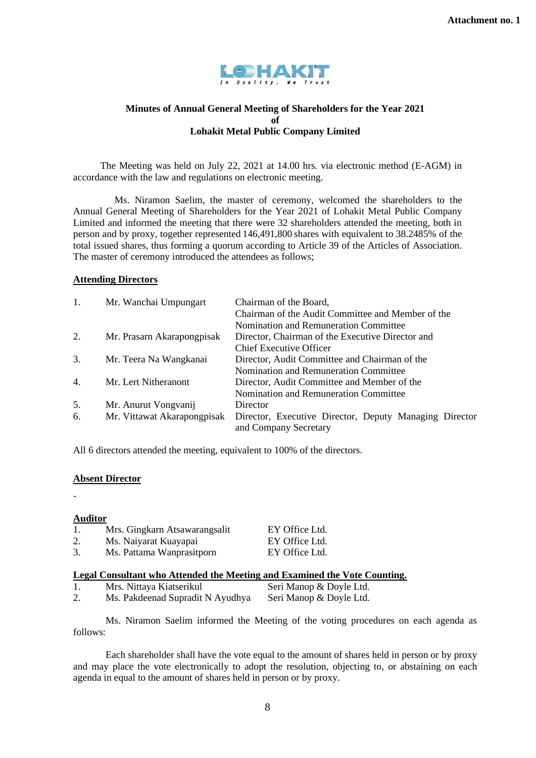Attachment no. 1

**Minutes of Annual General Meeting of Shareholders for the Year 2021**
**of**
**Lohakit Metal Public Company Limited**

The Meeting was held on July 22, 2021 at 14.00 hrs. via electronic method (E-AGM) in accordance with the law and regulations on electronic meeting.

Ms. Niramon Saelim, the master of ceremony, welcomed the shareholders to the Annual General Meeting of Shareholders for the Year 2021 of Lohakit Metal Public Company Limited and informed the meeting that there were 32 shareholders attended the meeting, both in person and by proxy, together represented 146,491,800 shares with equivalent to 38.2485% of the total issued shares, thus forming a quorum according to Article 39 of the Articles of Association. The master of ceremony introduced the attendees as follows;

**Attending Directors**

| | | |
|---|---|---|
| 1. | Mr. Wanchai Umpungart | Chairman of the Board, Chairman of the Audit Committee and Member of the Nomination and Remuneration Committee |
| 2. | Mr. Prasarn Akarapongpisak | Director, Chairman of the Executive Director and Chief Executive Officer |
| 3. | Mr. Teera Na Wangkanai | Director, Audit Committee and Chairman of the Nomination and Remuneration Committee |
| 4. | Mr. Lert Nitheranont | Director, Audit Committee and Member of the Nomination and Remuneration Committee |
| 5. | Mr. Anurut Vongvanij | Director |
| 6. | Mr. Vittawat Akarapongpisak | Director, Executive Director, Deputy Managing Director and Company Secretary |

All 6 directors attended the meeting, equivalent to 100% of the directors.

**Absent Director**

-

**Auditor**

| | | |
|---|---|---|
| 1. | Mrs. Gingkarn Atsawarangsalit | EY Office Ltd. |
| 2. | Ms. Naiyarat Kuayapai | EY Office Ltd. |
| 3. | Ms. Pattama Wanprasitporn | EY Office Ltd. |

**Legal Consultant who Attended the Meeting and Examined the Vote Counting.**

| | | |
|---|---|---|
| 1. | Mrs. Nittaya Kiatserikul | Seri Manop & Doyle Ltd. |
| 2. | Ms. Pakdeenad Supradit N Ayudhya | Seri Manop & Doyle Ltd. |

Ms. Niramon Saelim informed the Meeting of the voting procedures on each agenda as follows:

Each shareholder shall have the vote equal to the amount of shares held in person or by proxy and may place the vote electronically to adopt the resolution, objecting to, or abstaining on each agenda in equal to the amount of shares held in person or by proxy.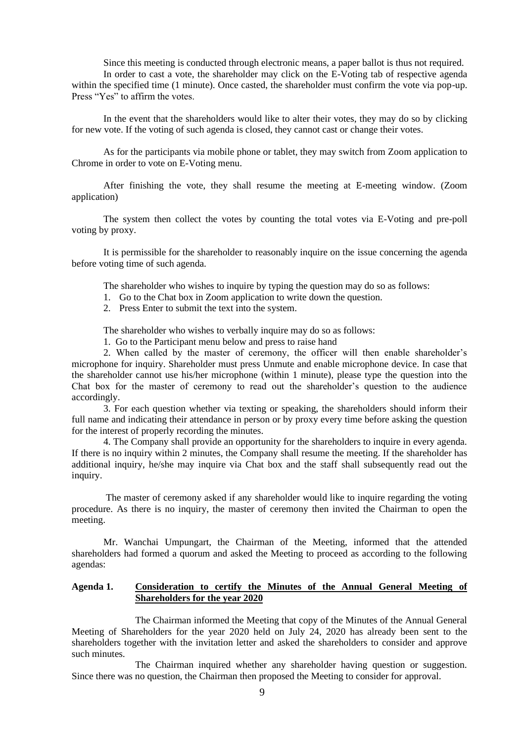Since this meeting is conducted through electronic means, a paper ballot is thus not required.

In order to cast a vote, the shareholder may click on the E-Voting tab of respective agenda within the specified time (1 minute). Once casted, the shareholder must confirm the vote via pop-up. Press "Yes" to affirm the votes.

In the event that the shareholders would like to alter their votes, they may do so by clicking for new vote. If the voting of such agenda is closed, they cannot cast or change their votes.

As for the participants via mobile phone or tablet, they may switch from Zoom application to Chrome in order to vote on E-Voting menu.

After finishing the vote, they shall resume the meeting at E-meeting window. (Zoom application)

The system then collect the votes by counting the total votes via E-Voting and pre-poll voting by proxy.

It is permissible for the shareholder to reasonably inquire on the issue concerning the agenda before voting time of such agenda.

The shareholder who wishes to inquire by typing the question may do so as follows:

1. Go to the Chat box in Zoom application to write down the question.
2. Press Enter to submit the text into the system.

The shareholder who wishes to verbally inquire may do so as follows:

1. Go to the Participant menu below and press to raise hand
2. When called by the master of ceremony, the officer will then enable shareholder's microphone for inquiry. Shareholder must press Unmute and enable microphone device. In case that the shareholder cannot use his/her microphone (within 1 minute), please type the question into the Chat box for the master of ceremony to read out the shareholder's question to the audience accordingly.
3. For each question whether via texting or speaking, the shareholders should inform their full name and indicating their attendance in person or by proxy every time before asking the question for the interest of properly recording the minutes.
4. The Company shall provide an opportunity for the shareholders to inquire in every agenda. If there is no inquiry within 2 minutes, the Company shall resume the meeting. If the shareholder has additional inquiry, he/she may inquire via Chat box and the staff shall subsequently read out the inquiry.

The master of ceremony asked if any shareholder would like to inquire regarding the voting procedure. As there is no inquiry, the master of ceremony then invited the Chairman to open the meeting.

Mr. Wanchai Umpungart, the Chairman of the Meeting, informed that the attended shareholders had formed a quorum and asked the Meeting to proceed as according to the following agendas:

**Agenda 1. Consideration to certify the Minutes of the Annual General Meeting of Shareholders for the year 2020**

The Chairman informed the Meeting that copy of the Minutes of the Annual General Meeting of Shareholders for the year 2020 held on July 24, 2020 has already been sent to the shareholders together with the invitation letter and asked the shareholders to consider and approve such minutes.

The Chairman inquired whether any shareholder having question or suggestion. Since there was no question, the Chairman then proposed the Meeting to consider for approval.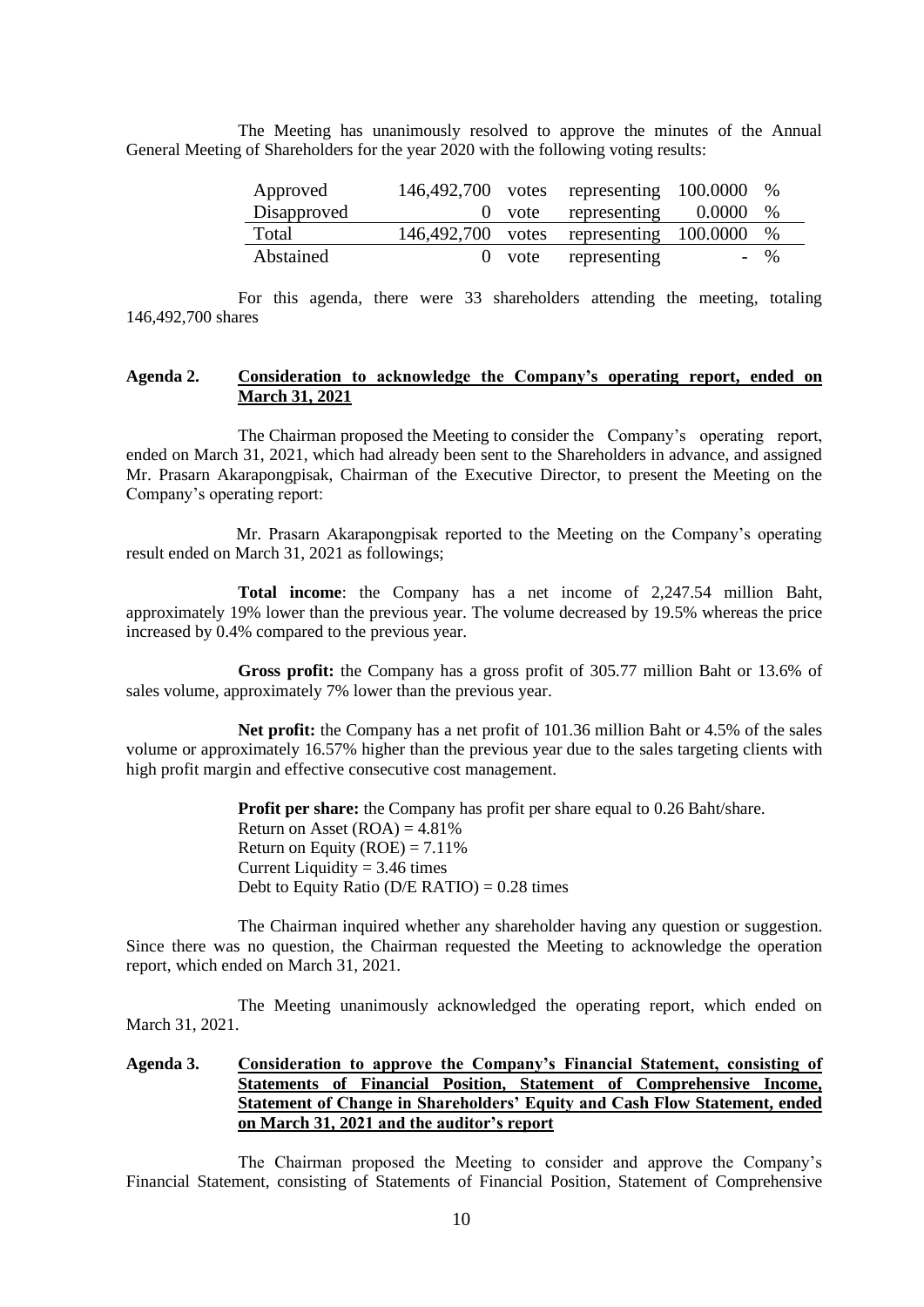The Meeting has unanimously resolved to approve the minutes of the Annual General Meeting of Shareholders for the year 2020 with the following voting results:

| | | | | | |
|---|---|---|---|---|---|
| Approved | 146,492,700 | votes | representing | 100.0000 | % |
| Disapproved | 0 | vote | representing | 0.0000 | % |
| Total | 146,492,700 | votes | representing | 100.0000 | % |
| Abstained | 0 | vote | representing | - | % |

For this agenda, there were 33 shareholders attending the meeting, totaling 146,492,700 shares

**Agenda 2. Consideration to acknowledge the Company's operating report, ended on March 31, 2021**

The Chairman proposed the Meeting to consider the Company's operating report, ended on March 31, 2021, which had already been sent to the Shareholders in advance, and assigned Mr. Prasarn Akarapongpisak, Chairman of the Executive Director, to present the Meeting on the Company's operating report:

Mr. Prasarn Akarapongpisak reported to the Meeting on the Company's operating result ended on March 31, 2021 as followings;

**Total income**: the Company has a net income of 2,247.54 million Baht, approximately 19% lower than the previous year. The volume decreased by 19.5% whereas the price increased by 0.4% compared to the previous year.

**Gross profit:** the Company has a gross profit of 305.77 million Baht or 13.6% of sales volume, approximately 7% lower than the previous year.

**Net profit:** the Company has a net profit of 101.36 million Baht or 4.5% of the sales volume or approximately 16.57% higher than the previous year due to the sales targeting clients with high profit margin and effective consecutive cost management.

**Profit per share:** the Company has profit per share equal to 0.26 Baht/share.
Return on Asset (ROA) = 4.81%
Return on Equity (ROE) = 7.11%
Current Liquidity = 3.46 times
Debt to Equity Ratio (D/E RATIO) = 0.28 times

The Chairman inquired whether any shareholder having any question or suggestion. Since there was no question, the Chairman requested the Meeting to acknowledge the operation report, which ended on March 31, 2021.

The Meeting unanimously acknowledged the operating report, which ended on March 31, 2021.

**Agenda 3. Consideration to approve the Company's Financial Statement, consisting of Statements of Financial Position, Statement of Comprehensive Income, Statement of Change in Shareholders' Equity and Cash Flow Statement, ended on March 31, 2021 and the auditor's report**

The Chairman proposed the Meeting to consider and approve the Company's Financial Statement, consisting of Statements of Financial Position, Statement of Comprehensive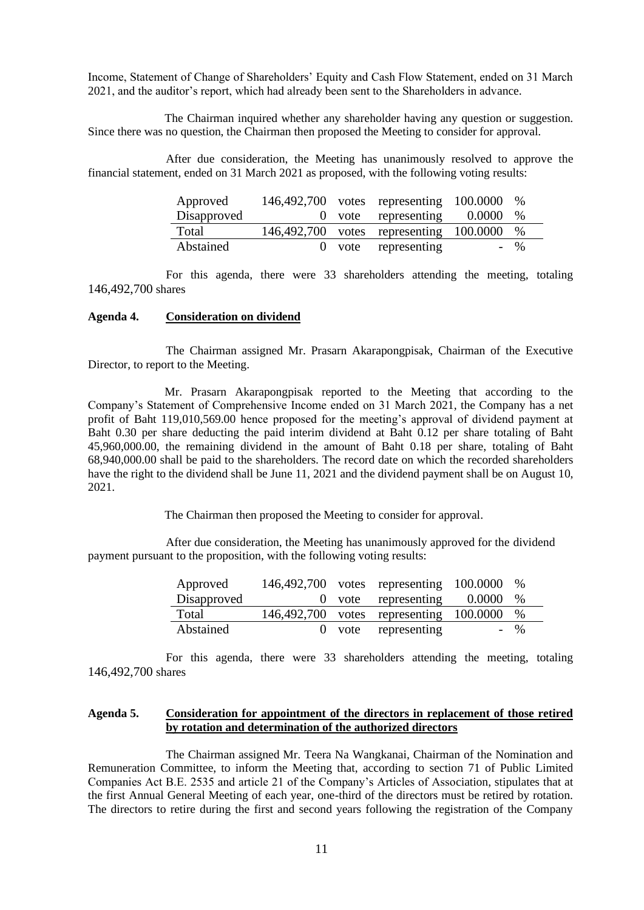Income, Statement of Change of Shareholders' Equity and Cash Flow Statement, ended on 31 March 2021, and the auditor's report, which had already been sent to the Shareholders in advance.

The Chairman inquired whether any shareholder having any question or suggestion. Since there was no question, the Chairman then proposed the Meeting to consider for approval.

After due consideration, the Meeting has unanimously resolved to approve the financial statement, ended on 31 March 2021 as proposed, with the following voting results:

| | | | | | |
|---|---|---|---|---|---|
| Approved | 146,492,700 | votes | representing | 100.0000 | % |
| Disapproved | 0 | vote | representing | 0.0000 | % |
| Total | 146,492,700 | votes | representing | 100.0000 | % |
| Abstained | 0 | vote | representing | - | % |

For this agenda, there were 33 shareholders attending the meeting, totaling 146,492,700 shares

**Agenda 4. <u>Consideration on dividend</u>**

The Chairman assigned Mr. Prasarn Akarapongpisak, Chairman of the Executive Director, to report to the Meeting.

Mr. Prasarn Akarapongpisak reported to the Meeting that according to the Company's Statement of Comprehensive Income ended on 31 March 2021, the Company has a net profit of Baht 119,010,569.00 hence proposed for the meeting's approval of dividend payment at Baht 0.30 per share deducting the paid interim dividend at Baht 0.12 per share totaling of Baht 45,960,000.00, the remaining dividend in the amount of Baht 0.18 per share, totaling of Baht 68,940,000.00 shall be paid to the shareholders. The record date on which the recorded shareholders have the right to the dividend shall be June 11, 2021 and the dividend payment shall be on August 10, 2021.

The Chairman then proposed the Meeting to consider for approval.

After due consideration, the Meeting has unanimously approved for the dividend payment pursuant to the proposition, with the following voting results:

| | | | | | |
|---|---|---|---|---|---|
| Approved | 146,492,700 | votes | representing | 100.0000 | % |
| Disapproved | 0 | vote | representing | 0.0000 | % |
| Total | 146,492,700 | votes | representing | 100.0000 | % |
| Abstained | 0 | vote | representing | - | % |

For this agenda, there were 33 shareholders attending the meeting, totaling 146,492,700 shares

**Agenda 5. <u>Consideration for appointment of the directors in replacement of those retired by rotation and determination of the authorized directors</u>**

The Chairman assigned Mr. Teera Na Wangkanai, Chairman of the Nomination and Remuneration Committee, to inform the Meeting that, according to section 71 of Public Limited Companies Act B.E. 2535 and article 21 of the Company's Articles of Association, stipulates that at the first Annual General Meeting of each year, one-third of the directors must be retired by rotation. The directors to retire during the first and second years following the registration of the Company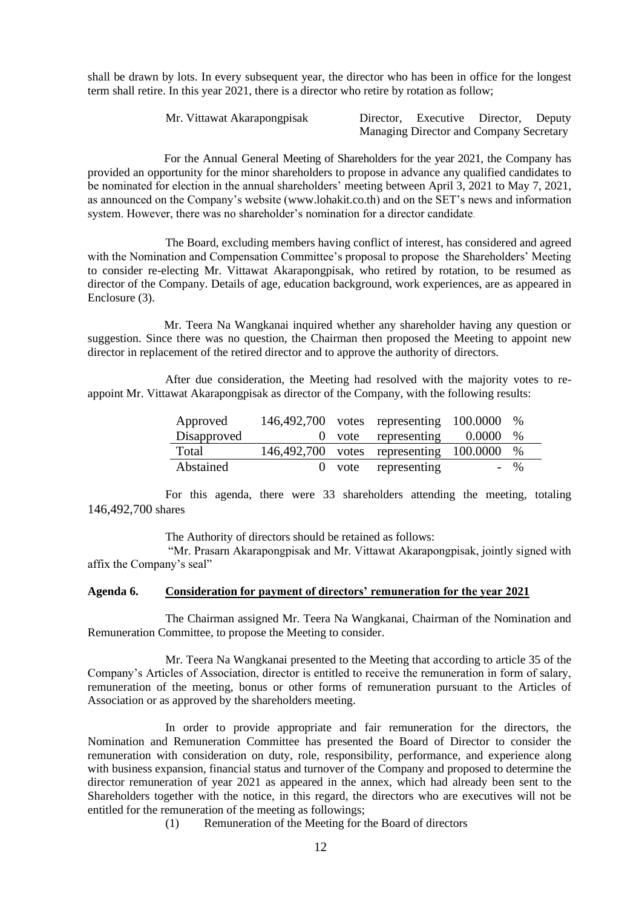shall be drawn by lots. In every subsequent year, the director who has been in office for the longest term shall retire. In this year 2021, there is a director who retire by rotation as follow;

| | |
|---|---|
| Mr. Vittawat Akarapongpisak | Director, Executive Director, Deputy Managing Director and Company Secretary |

For the Annual General Meeting of Shareholders for the year 2021, the Company has provided an opportunity for the minor shareholders to propose in advance any qualified candidates to be nominated for election in the annual shareholders' meeting between April 3, 2021 to May 7, 2021, as announced on the Company's website (www.lohakit.co.th) and on the SET's news and information system. However, there was no shareholder's nomination for a director candidate.

The Board, excluding members having conflict of interest, has considered and agreed with the Nomination and Compensation Committee's proposal to propose the Shareholders' Meeting to consider re-electing Mr. Vittawat Akarapongpisak, who retired by rotation, to be resumed as director of the Company. Details of age, education background, work experiences, are as appeared in Enclosure (3).

Mr. Teera Na Wangkanai inquired whether any shareholder having any question or suggestion. Since there was no question, the Chairman then proposed the Meeting to appoint new director in replacement of the retired director and to approve the authority of directors.

After due consideration, the Meeting had resolved with the majority votes to re-appoint Mr. Vittawat Akarapongpisak as director of the Company, with the following results:

| | | | | | |
|---|---|---|---|---|---|
| Approved | 146,492,700 | votes | representing | 100.0000 | % |
| Disapproved | 0 | vote | representing | 0.0000 | % |
| Total | 146,492,700 | votes | representing | 100.0000 | % |
| Abstained | 0 | vote | representing | - | % |

For this agenda, there were 33 shareholders attending the meeting, totaling 146,492,700 shares

The Authority of directors should be retained as follows:

"Mr. Prasarn Akarapongpisak and Mr. Vittawat Akarapongpisak, jointly signed with affix the Company's seal"

**Agenda 6. Consideration for payment of directors' remuneration for the year 2021**

The Chairman assigned Mr. Teera Na Wangkanai, Chairman of the Nomination and Remuneration Committee, to propose the Meeting to consider.

Mr. Teera Na Wangkanai presented to the Meeting that according to article 35 of the Company's Articles of Association, director is entitled to receive the remuneration in form of salary, remuneration of the meeting, bonus or other forms of remuneration pursuant to the Articles of Association or as approved by the shareholders meeting.

In order to provide appropriate and fair remuneration for the directors, the Nomination and Remuneration Committee has presented the Board of Director to consider the remuneration with consideration on duty, role, responsibility, performance, and experience along with business expansion, financial status and turnover of the Company and proposed to determine the director remuneration of year 2021 as appeared in the annex, which had already been sent to the Shareholders together with the notice, in this regard, the directors who are executives will not be entitled for the remuneration of the meeting as followings;

(1) Remuneration of the Meeting for the Board of directors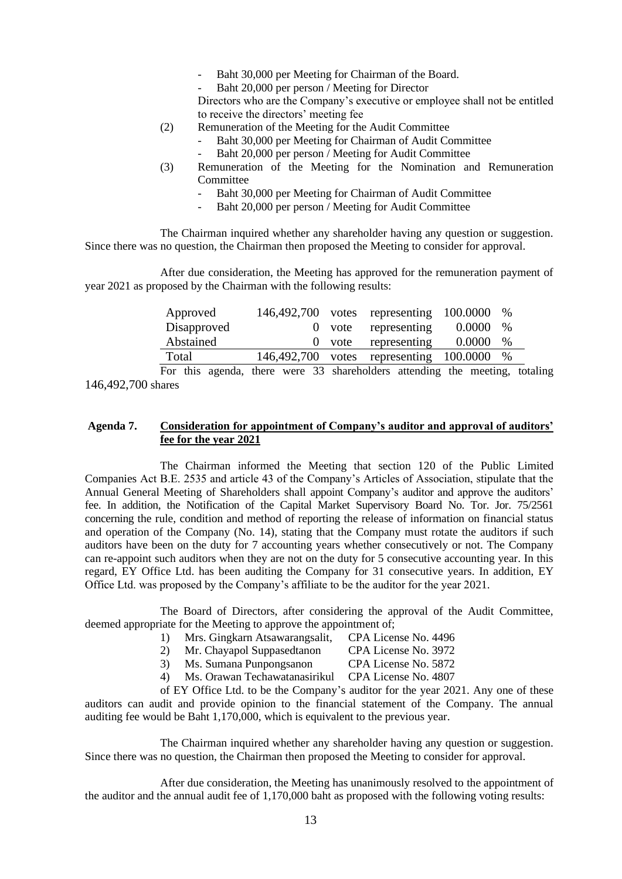- Baht 30,000 per Meeting for Chairman of the Board.
- Baht 20,000 per person / Meeting for Director

Directors who are the Company's executive or employee shall not be entitled to receive the directors' meeting fee

(2) Remuneration of the Meeting for the Audit Committee
- Baht 30,000 per Meeting for Chairman of Audit Committee
- Baht 20,000 per person / Meeting for Audit Committee

(3) Remuneration of the Meeting for the Nomination and Remuneration Committee
- Baht 30,000 per Meeting for Chairman of Audit Committee
- Baht 20,000 per person / Meeting for Audit Committee

The Chairman inquired whether any shareholder having any question or suggestion. Since there was no question, the Chairman then proposed the Meeting to consider for approval.

After due consideration, the Meeting has approved for the remuneration payment of year 2021 as proposed by the Chairman with the following results:

| | | | | | |
|---|---|---|---|---|---|
| Approved | 146,492,700 | votes | representing | 100.0000 | % |
| Disapproved | 0 | vote | representing | 0.0000 | % |
| Abstained | 0 | vote | representing | 0.0000 | % |
| Total | 146,492,700 | votes | representing | 100.0000 | % |

For this agenda, there were 33 shareholders attending the meeting, totaling 146,492,700 shares

### Agenda 7. **Consideration for appointment of Company's auditor and approval of auditors' fee for the year 2021**

The Chairman informed the Meeting that section 120 of the Public Limited Companies Act B.E. 2535 and article 43 of the Company's Articles of Association, stipulate that the Annual General Meeting of Shareholders shall appoint Company's auditor and approve the auditors' fee. In addition, the Notification of the Capital Market Supervisory Board No. Tor. Jor. 75/2561 concerning the rule, condition and method of reporting the release of information on financial status and operation of the Company (No. 14), stating that the Company must rotate the auditors if such auditors have been on the duty for 7 accounting years whether consecutively or not. The Company can re-appoint such auditors when they are not on the duty for 5 consecutive accounting year. In this regard, EY Office Ltd. has been auditing the Company for 31 consecutive years. In addition, EY Office Ltd. was proposed by the Company's affiliate to be the auditor for the year 2021.

The Board of Directors, after considering the approval of the Audit Committee, deemed appropriate for the Meeting to approve the appointment of;

1) Mrs. Gingkarn Atsawarangsalit, CPA License No. 4496
2) Mr. Chayapol Suppasedtanon CPA License No. 3972
3) Ms. Sumana Punpongsanon CPA License No. 5872
4) Ms. Orawan Techawatanasirikul CPA License No. 4807

of EY Office Ltd. to be the Company's auditor for the year 2021. Any one of these auditors can audit and provide opinion to the financial statement of the Company. The annual auditing fee would be Baht 1,170,000, which is equivalent to the previous year.

The Chairman inquired whether any shareholder having any question or suggestion. Since there was no question, the Chairman then proposed the Meeting to consider for approval.

After due consideration, the Meeting has unanimously resolved to the appointment of the auditor and the annual audit fee of 1,170,000 baht as proposed with the following voting results: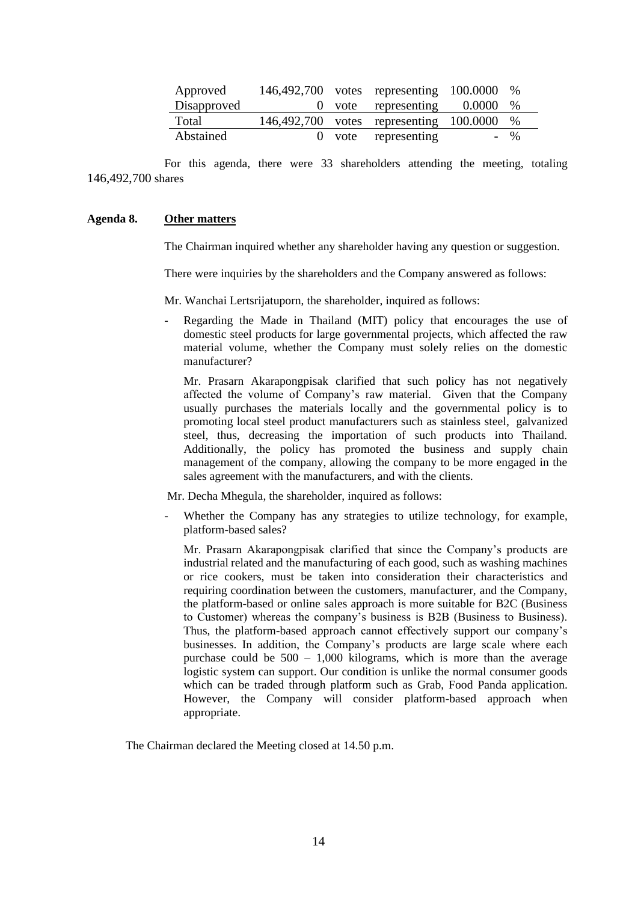| | | | | | |
|---|---|---|---|---|---|
| Approved | 146,492,700 | votes | representing | 100.0000 | % |
| Disapproved | 0 | vote | representing | 0.0000 | % |
| Total | 146,492,700 | votes | representing | 100.0000 | % |
| Abstained | 0 | vote | representing | - | % |

For this agenda, there were 33 shareholders attending the meeting, totaling 146,492,700 shares

**Agenda 8. Other matters**

The Chairman inquired whether any shareholder having any question or suggestion.

There were inquiries by the shareholders and the Company answered as follows:

Mr. Wanchai Lertsrijatuporn, the shareholder, inquired as follows:

- Regarding the Made in Thailand (MIT) policy that encourages the use of domestic steel products for large governmental projects, which affected the raw material volume, whether the Company must solely relies on the domestic manufacturer?

  Mr. Prasarn Akarapongpisak clarified that such policy has not negatively affected the volume of Company's raw material. Given that the Company usually purchases the materials locally and the governmental policy is to promoting local steel product manufacturers such as stainless steel, galvanized steel, thus, decreasing the importation of such products into Thailand. Additionally, the policy has promoted the business and supply chain management of the company, allowing the company to be more engaged in the sales agreement with the manufacturers, and with the clients.

Mr. Decha Mhegula, the shareholder, inquired as follows:

- Whether the Company has any strategies to utilize technology, for example, platform-based sales?

  Mr. Prasarn Akarapongpisak clarified that since the Company's products are industrial related and the manufacturing of each good, such as washing machines or rice cookers, must be taken into consideration their characteristics and requiring coordination between the customers, manufacturer, and the Company, the platform-based or online sales approach is more suitable for B2C (Business to Customer) whereas the company's business is B2B (Business to Business). Thus, the platform-based approach cannot effectively support our company's businesses. In addition, the Company's products are large scale where each purchase could be 500 – 1,000 kilograms, which is more than the average logistic system can support. Our condition is unlike the normal consumer goods which can be traded through platform such as Grab, Food Panda application. However, the Company will consider platform-based approach when appropriate.

The Chairman declared the Meeting closed at 14.50 p.m.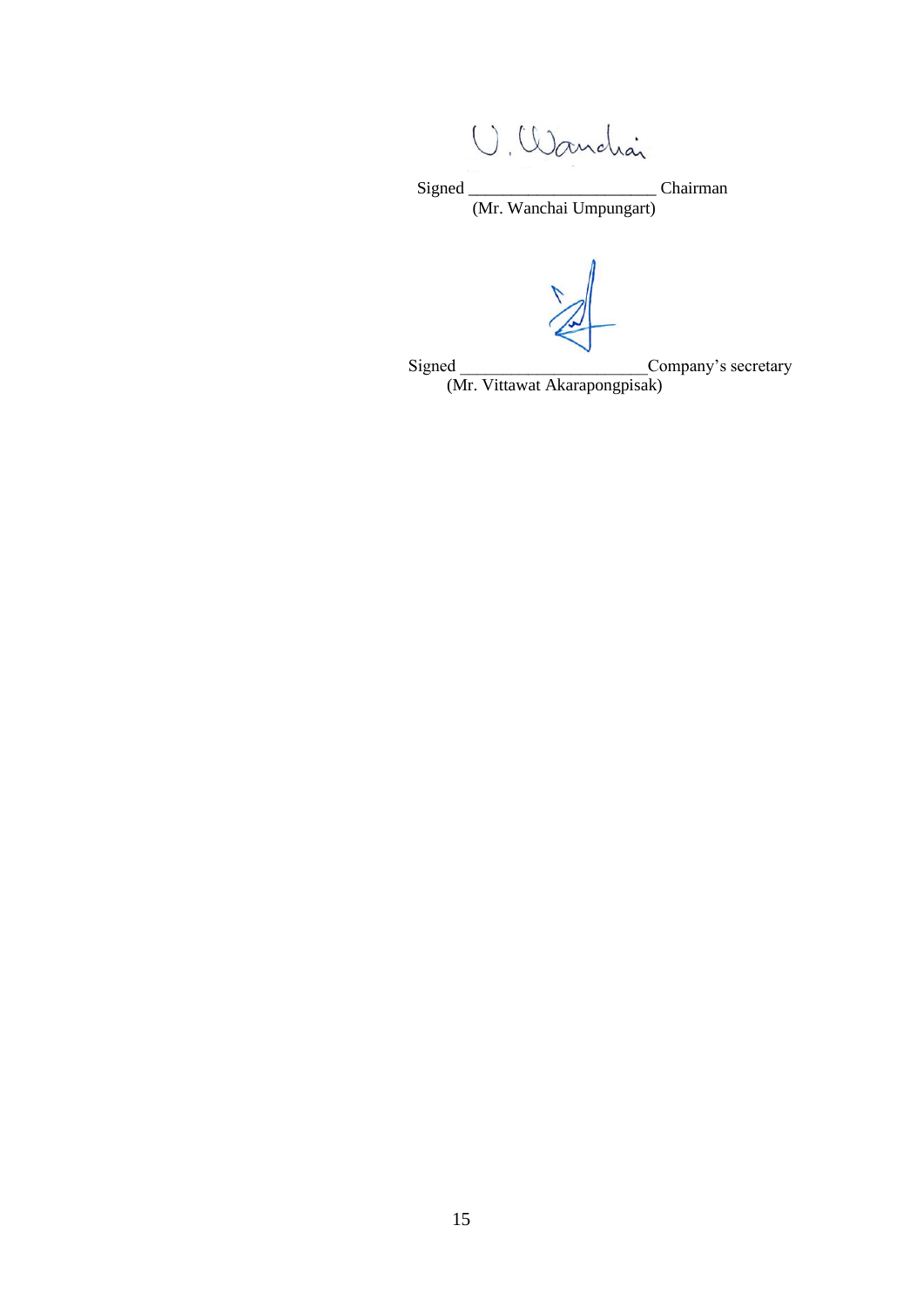Signed _____________________ Chairman
(Mr. Wanchai Umpungart)

Signed _____________________Company's secretary
(Mr. Vittawat Akarapongpisak)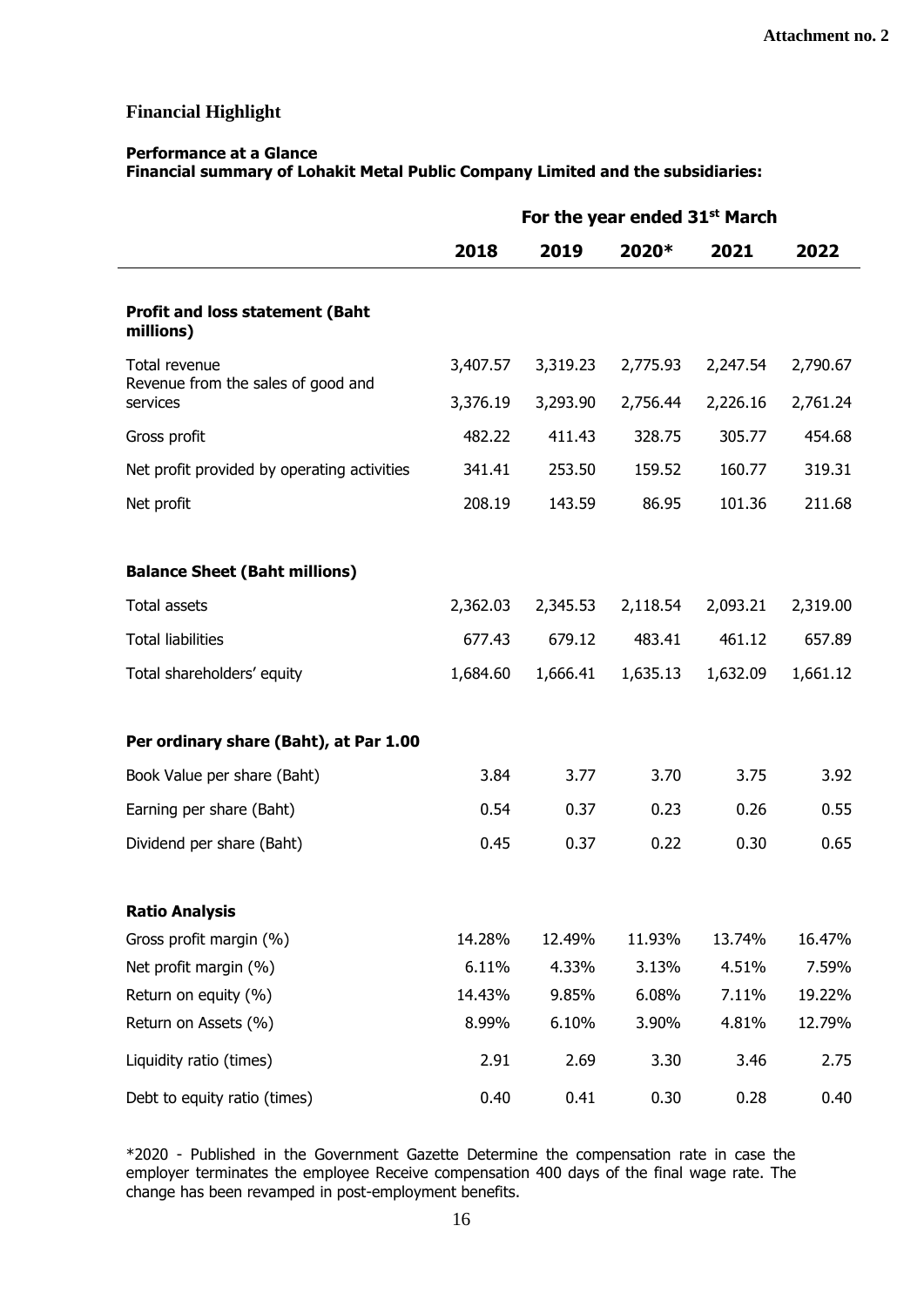**Attachment no. 2**

# Financial Highlight

**Performance at a Glance**
**Financial summary of Lohakit Metal Public Company Limited and the subsidiaries:**

| | For the year ended 31st March | | | | |
|---|---|---|---|---|---|
| | **2018** | **2019** | **2020*** | **2021** | **2022** |
| **Profit and loss statement (Baht millions)** | | | | | |
| Total revenue | 3,407.57 | 3,319.23 | 2,775.93 | 2,247.54 | 2,790.67 |
| Revenue from the sales of good and services | 3,376.19 | 3,293.90 | 2,756.44 | 2,226.16 | 2,761.24 |
| Gross profit | 482.22 | 411.43 | 328.75 | 305.77 | 454.68 |
| Net profit provided by operating activities | 341.41 | 253.50 | 159.52 | 160.77 | 319.31 |
| Net profit | 208.19 | 143.59 | 86.95 | 101.36 | 211.68 |
| **Balance Sheet (Baht millions)** | | | | | |
| Total assets | 2,362.03 | 2,345.53 | 2,118.54 | 2,093.21 | 2,319.00 |
| Total liabilities | 677.43 | 679.12 | 483.41 | 461.12 | 657.89 |
| Total shareholders' equity | 1,684.60 | 1,666.41 | 1,635.13 | 1,632.09 | 1,661.12 |
| **Per ordinary share (Baht), at Par 1.00** | | | | | |
| Book Value per share (Baht) | 3.84 | 3.77 | 3.70 | 3.75 | 3.92 |
| Earning per share (Baht) | 0.54 | 0.37 | 0.23 | 0.26 | 0.55 |
| Dividend per share (Baht) | 0.45 | 0.37 | 0.22 | 0.30 | 0.65 |
| **Ratio Analysis** | | | | | |
| Gross profit margin (%) | 14.28% | 12.49% | 11.93% | 13.74% | 16.47% |
| Net profit margin (%) | 6.11% | 4.33% | 3.13% | 4.51% | 7.59% |
| Return on equity (%) | 14.43% | 9.85% | 6.08% | 7.11% | 19.22% |
| Return on Assets (%) | 8.99% | 6.10% | 3.90% | 4.81% | 12.79% |
| Liquidity ratio (times) | 2.91 | 2.69 | 3.30 | 3.46 | 2.75 |
| Debt to equity ratio (times) | 0.40 | 0.41 | 0.30 | 0.28 | 0.40 |

*2020 - Published in the Government Gazette Determine the compensation rate in case the employer terminates the employee Receive compensation 400 days of the final wage rate. The change has been revamped in post-employment benefits.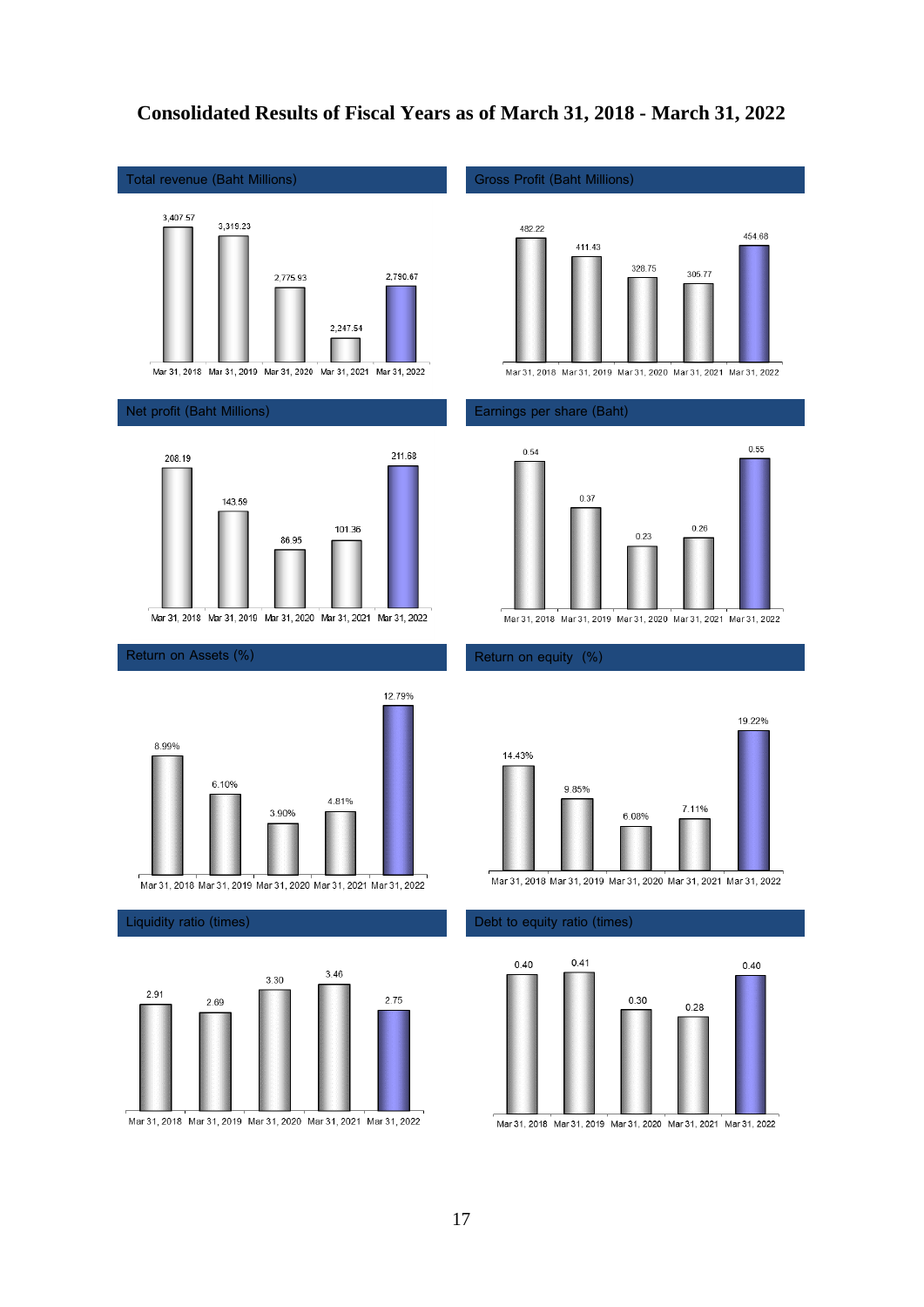# Consolidated Results of Fiscal Years as of March 31, 2018 - March 31, 2022

### Total revenue (Baht Millions)

| Mar 31, 2018 | Mar 31, 2019 | Mar 31, 2020 | Mar 31, 2021 | Mar 31, 2022 |
|---|---|---|---|---|
| 3,407.57 | 3,319.23 | 2,775.93 | 2,247.54 | 2,790.67 |

### Gross Profit (Baht Millions)

| Mar 31, 2018 | Mar 31, 2019 | Mar 31, 2020 | Mar 31, 2021 | Mar 31, 2022 |
|---|---|---|---|---|
| 482.22 | 411.43 | 328.75 | 305.77 | 454.68 |

### Net profit (Baht Millions)

| Mar 31, 2018 | Mar 31, 2019 | Mar 31, 2020 | Mar 31, 2021 | Mar 31, 2022 |
|---|---|---|---|---|
| 208.19 | 143.59 | 86.95 | 101.36 | 211.68 |

### Earnings per share (Baht)

| Mar 31, 2018 | Mar 31, 2019 | Mar 31, 2020 | Mar 31, 2021 | Mar 31, 2022 |
|---|---|---|---|---|
| 0.54 | 0.37 | 0.23 | 0.26 | 0.55 |

### Return on Assets (%)

| Mar 31, 2018 | Mar 31, 2019 | Mar 31, 2020 | Mar 31, 2021 | Mar 31, 2022 |
|---|---|---|---|---|
| 8.99% | 6.10% | 3.90% | 4.81% | 12.79% |

### Return on equity (%)

| Mar 31, 2018 | Mar 31, 2019 | Mar 31, 2020 | Mar 31, 2021 | Mar 31, 2022 |
|---|---|---|---|---|
| 14.43% | 9.85% | 6.08% | 7.11% | 19.22% |

### Liquidity ratio (times)

| Mar 31, 2018 | Mar 31, 2019 | Mar 31, 2020 | Mar 31, 2021 | Mar 31, 2022 |
|---|---|---|---|---|
| 2.91 | 2.69 | 3.30 | 3.46 | 2.75 |

### Debt to equity ratio (times)

| Mar 31, 2018 | Mar 31, 2019 | Mar 31, 2020 | Mar 31, 2021 | Mar 31, 2022 |
|---|---|---|---|---|
| 0.40 | 0.41 | 0.30 | 0.28 | 0.40 |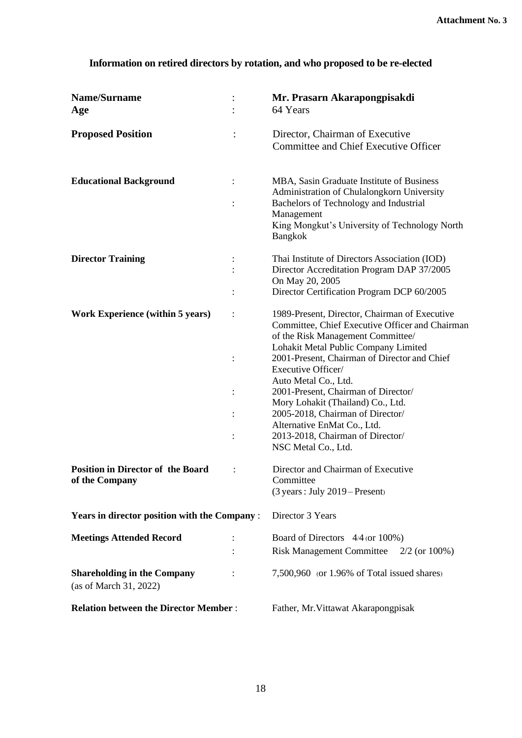**Attachment No. 3**

## Information on retired directors by rotation, and who proposed to be re-elected

| | | |
|---|---|---|
| **Name/Surname** | : | **Mr. Prasarn Akarapongpisakdi** |
| **Age** | : | 64 Years |
| **Proposed Position** | : | Director, Chairman of Executive Committee and Chief Executive Officer |
| **Educational Background** | : | MBA, Sasin Graduate Institute of Business Administration of Chulalongkorn University |
| | : | Bachelors of Technology and Industrial Management King Mongkut's University of Technology North Bangkok |
| **Director Training** | : | Thai Institute of Directors Association (IOD) |
| | : | Director Accreditation Program DAP 37/2005 On May 20, 2005 |
| | : | Director Certification Program DCP 60/2005 |
| **Work Experience (within 5 years)** | : | 1989-Present, Director, Chairman of Executive Committee, Chief Executive Officer and Chairman of the Risk Management Committee/ Lohakit Metal Public Company Limited |
| | : | 2001-Present, Chairman of Director and Chief Executive Officer/ Auto Metal Co., Ltd. |
| | : | 2001-Present, Chairman of Director/ Mory Lohakit (Thailand) Co., Ltd. |
| | : | 2005-2018, Chairman of Director/ Alternative EnMat Co., Ltd. |
| | : | 2013-2018, Chairman of Director/ NSC Metal Co., Ltd. |
| **Position in Director of the Board of the Company** | : | Director and Chairman of Executive Committee (3 years : July 2019 – Present) |
| **Years in director position with the Company** | : | Director 3 Years |
| **Meetings Attended Record** | : | Board of Directors 4/4 (or 100%) |
| | : | Risk Management Committee 2/2 (or 100%) |
| **Shareholding in the Company** (as of March 31, 2022) | : | 7,500,960 (or 1.96% of Total issued shares) |
| **Relation between the Director Member** | : | Father, Mr.Vittawat Akarapongpisak |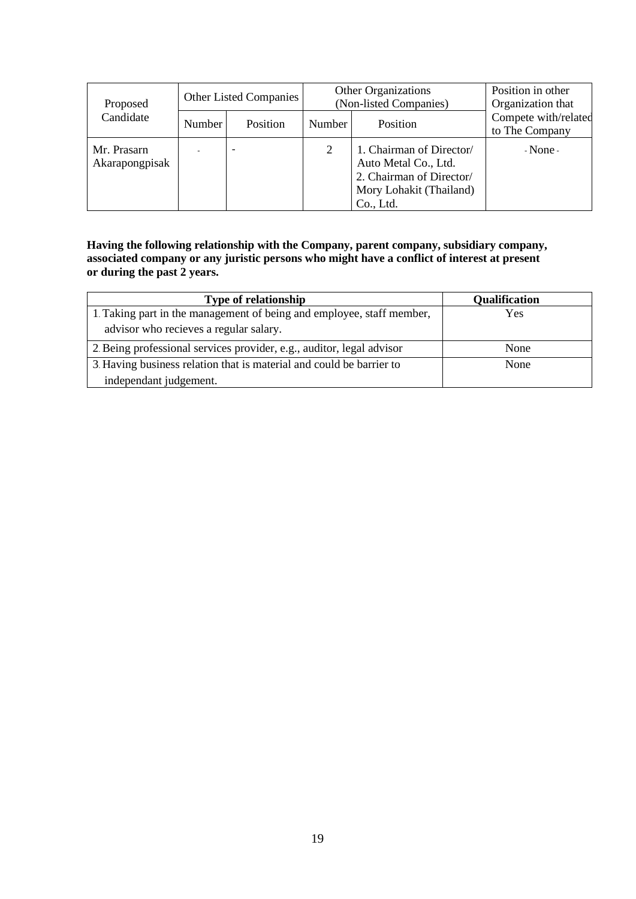| Proposed Candidate | Other Listed Companies | | Other Organizations (Non-listed Companies) | | Position in other Organization that Compete with/related to The Company |
|---|---|---|---|---|---|
| | Number | Position | Number | Position | |
| Mr. Prasarn Akarapongpisak | - | - | 2 | 1. Chairman of Director/ Auto Metal Co., Ltd.<br>2. Chairman of Director/ Mory Lohakit (Thailand) Co., Ltd. | - None - |

**Having the following relationship with the Company, parent company, subsidiary company, associated company or any juristic persons who might have a conflict of interest at present or during the past 2 years.**

| Type of relationship | Qualification |
|---|---|
| 1. Taking part in the management of being and employee, staff member, advisor who recieves a regular salary. | Yes |
| 2. Being professional services provider, e.g., auditor, legal advisor | None |
| 3. Having business relation that is material and could be barrier to independant judgement. | None |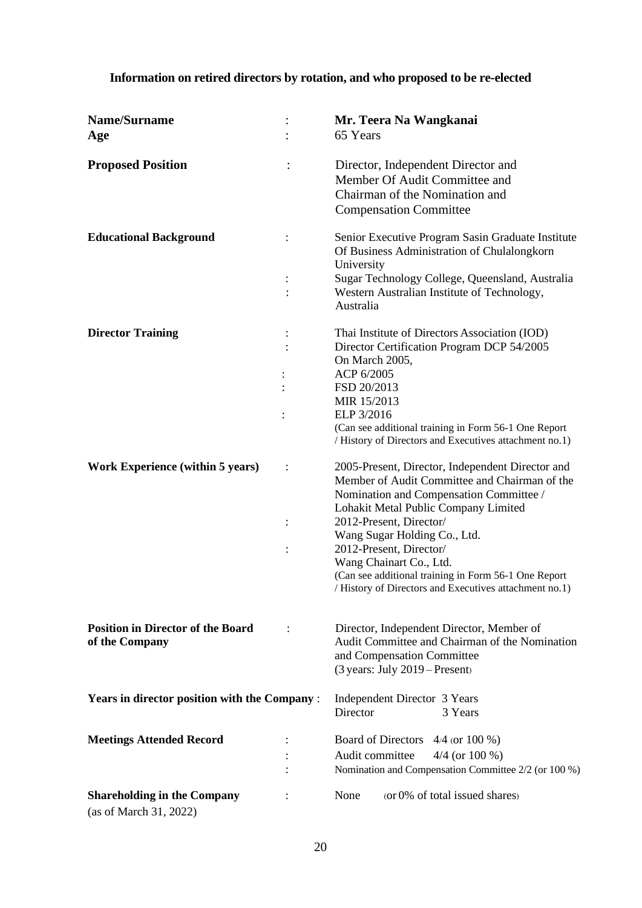## Information on retired directors by rotation, and who proposed to be re-elected

| | | |
|---|---|---|
| **Name/Surname** | : | **Mr. Teera Na Wangkanai** |
| **Age** | : | 65 Years |
| **Proposed Position** | : | Director, Independent Director and Member Of Audit Committee and Chairman of the Nomination and Compensation Committee |
| **Educational Background** | : | Senior Executive Program Sasin Graduate Institute Of Business Administration of Chulalongkorn University |
| | : | Sugar Technology College, Queensland, Australia |
| | : | Western Australian Institute of Technology, Australia |
| **Director Training** | : | Thai Institute of Directors Association (IOD) |
| | : | Director Certification Program DCP 54/2005 On March 2005, |
| | : | ACP 6/2005 |
| | : | FSD 20/2013 |
| | | MIR 15/2013 |
| | : | ELP 3/2016 |
| | | (Can see additional training in Form 56-1 One Report / History of Directors and Executives attachment no.1) |
| **Work Experience (within 5 years)** | : | 2005-Present, Director, Independent Director and Member of Audit Committee and Chairman of the Nomination and Compensation Committee / Lohakit Metal Public Company Limited |
| | : | 2012-Present, Director/ Wang Sugar Holding Co., Ltd. |
| | : | 2012-Present, Director/ Wang Chainart Co., Ltd. |
| | | (Can see additional training in Form 56-1 One Report / History of Directors and Executives attachment no.1) |
| **Position in Director of the Board of the Company** | : | Director, Independent Director, Member of Audit Committee and Chairman of the Nomination and Compensation Committee (3 years: July 2019 – Present) |
| **Years in director position with the Company** | : | Independent Director 3 Years |
| | | Director 3 Years |
| **Meetings Attended Record** | : | Board of Directors 4/4 (or 100 %) |
| | : | Audit committee 4/4 (or 100 %) |
| | : | Nomination and Compensation Committee 2/2 (or 100 %) |
| **Shareholding in the Company** (as of March 31, 2022) | : | None (or 0% of total issued shares) |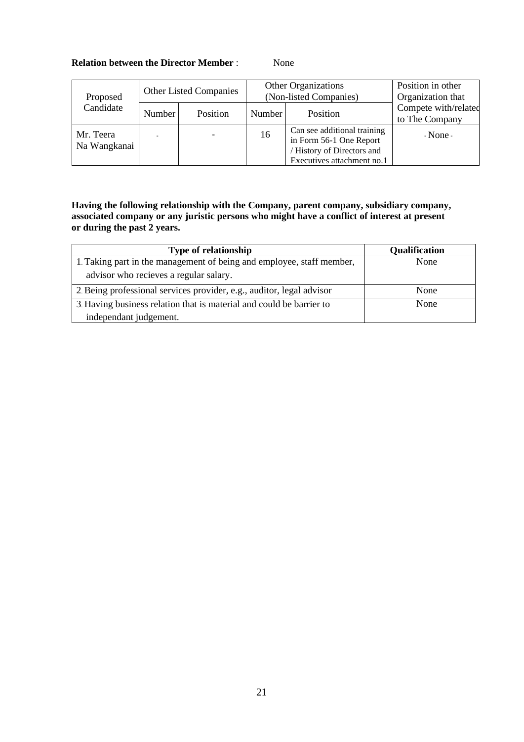**Relation between the Director Member** : None

| Proposed Candidate | Other Listed Companies | | Other Organizations (Non-listed Companies) | | Position in other Organization that Compete with/related to The Company |
|---|---|---|---|---|---|
| | Number | Position | Number | Position | |
| Mr. Teera Na Wangkanai | - | - | 16 | Can see additional training in Form 56-1 One Report / History of Directors and Executives attachment no.1 | - None - |

**Having the following relationship with the Company, parent company, subsidiary company, associated company or any juristic persons who might have a conflict of interest at present or during the past 2 years.**

| Type of relationship | Qualification |
|---|---|
| 1. Taking part in the management of being and employee, staff member, advisor who recieves a regular salary. | None |
| 2. Being professional services provider, e.g., auditor, legal advisor | None |
| 3. Having business relation that is material and could be barrier to independant judgement. | None |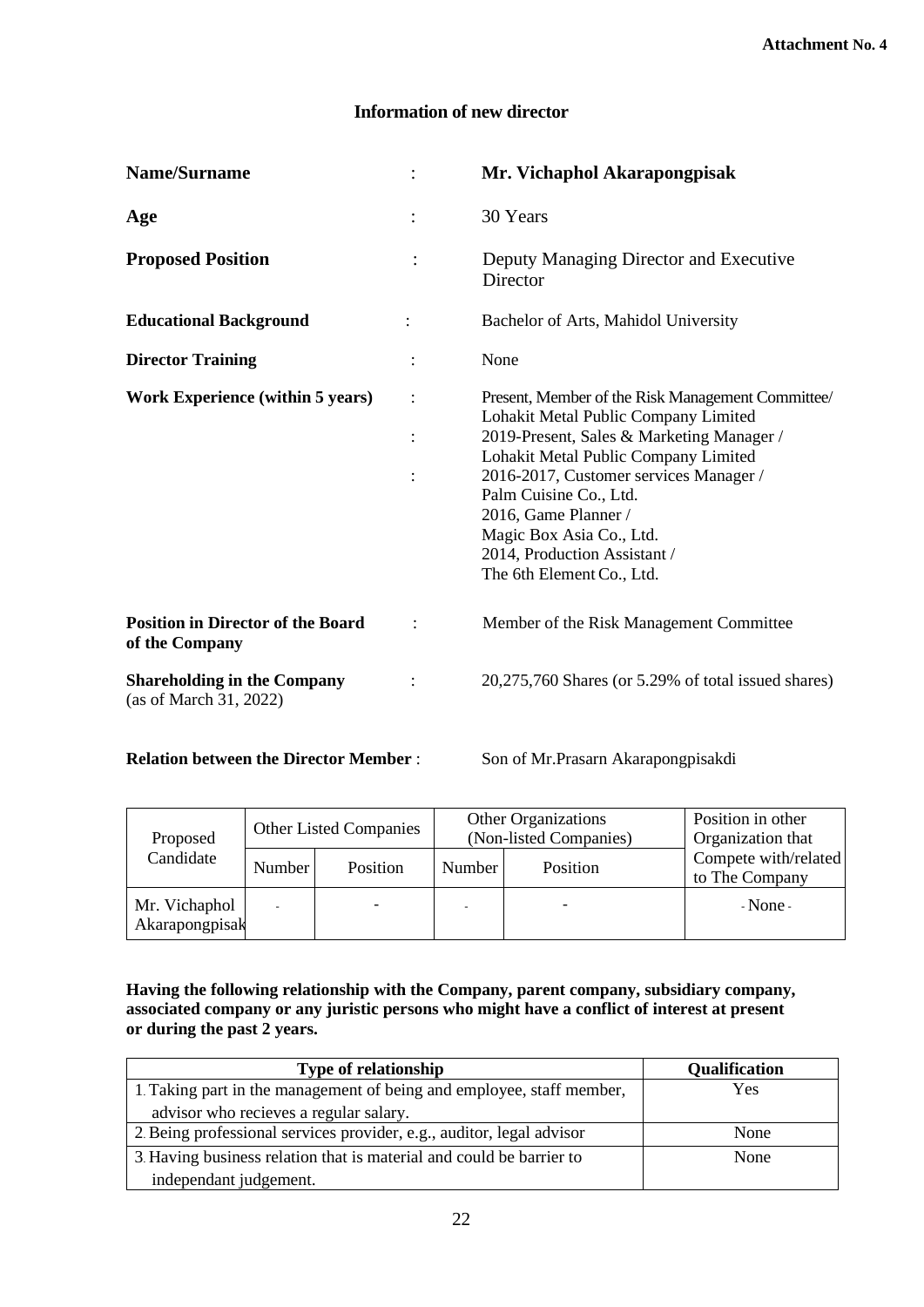**Attachment No. 4**

## Information of new director

| | | |
|---|---|---|
| **Name/Surname** | : | **Mr. Vichaphol Akarapongpisak** |
| **Age** | : | 30 Years |
| **Proposed Position** | : | Deputy Managing Director and Executive Director |
| **Educational Background** | : | Bachelor of Arts, Mahidol University |
| **Director Training** | : | None |
| **Work Experience (within 5 years)** | : | Present, Member of the Risk Management Committee/ Lohakit Metal Public Company Limited |
| | : | 2019-Present, Sales & Marketing Manager / Lohakit Metal Public Company Limited |
| | : | 2016-2017, Customer services Manager / Palm Cuisine Co., Ltd.<br>2016, Game Planner / Magic Box Asia Co., Ltd.<br>2014, Production Assistant / The 6th Element Co., Ltd. |
| **Position in Director of the Board of the Company** | : | Member of the Risk Management Committee |
| **Shareholding in the Company** (as of March 31, 2022) | : | 20,275,760 Shares (or 5.29% of total issued shares) |

**Relation between the Director Member** : Son of Mr.Prasarn Akarapongpisakdi

| Proposed Candidate | Other Listed Companies | | Other Organizations (Non-listed Companies) | | Position in other Organization that Compete with/related to The Company |
|---|---|---|---|---|---|
| | Number | Position | Number | Position | |
| Mr. Vichaphol Akarapongpisak | - | - | - | - | - None - |

**Having the following relationship with the Company, parent company, subsidiary company, associated company or any juristic persons who might have a conflict of interest at present or during the past 2 years.**

| Type of relationship | Qualification |
|---|---|
| 1. Taking part in the management of being and employee, staff member, advisor who recieves a regular salary. | Yes |
| 2. Being professional services provider, e.g., auditor, legal advisor | None |
| 3. Having business relation that is material and could be barrier to independant judgement. | None |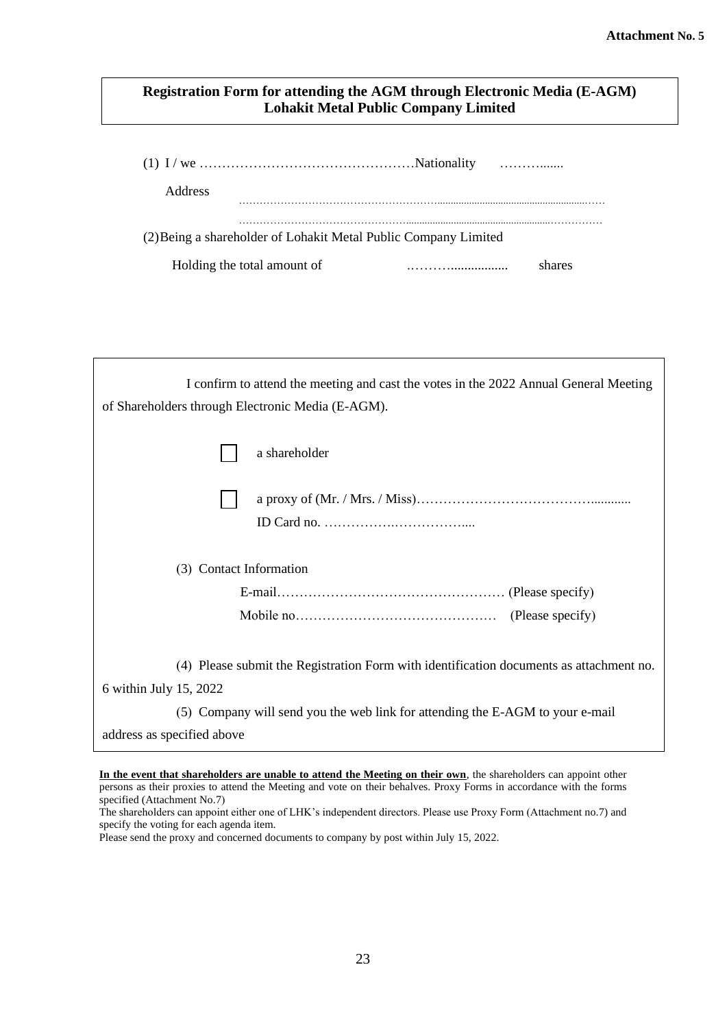**Attachment No. 5**

**Registration Form for attending the AGM through Electronic Media (E-AGM)**
**Lohakit Metal Public Company Limited**

(1) I / we …………………………………………Nationality ……….......

Address ……………………………………………………...............................................……

……………………………………………....................................................……………

(2) Being a shareholder of Lohakit Metal Public Company Limited

Holding the total amount of ……….................. shares

I confirm to attend the meeting and cast the votes in the 2022 Annual General Meeting of Shareholders through Electronic Media (E-AGM).

☐ a shareholder

☐ a proxy of (Mr. / Mrs. / Miss)…………………………………............ ID Card no. …………….……………....

(3) Contact Information

E-mail…………………………………………… (Please specify)

Mobile no……………………………………… (Please specify)

(4) Please submit the Registration Form with identification documents as attachment no. 6 within July 15, 2022

(5) Company will send you the web link for attending the E-AGM to your e-mail address as specified above

**In the event that shareholders are unable to attend the Meeting on their own**, the shareholders can appoint other persons as their proxies to attend the Meeting and vote on their behalves. Proxy Forms in accordance with the forms specified (Attachment No.7)

The shareholders can appoint either one of LHK's independent directors. Please use Proxy Form (Attachment no.7) and specify the voting for each agenda item.

Please send the proxy and concerned documents to company by post within July 15, 2022.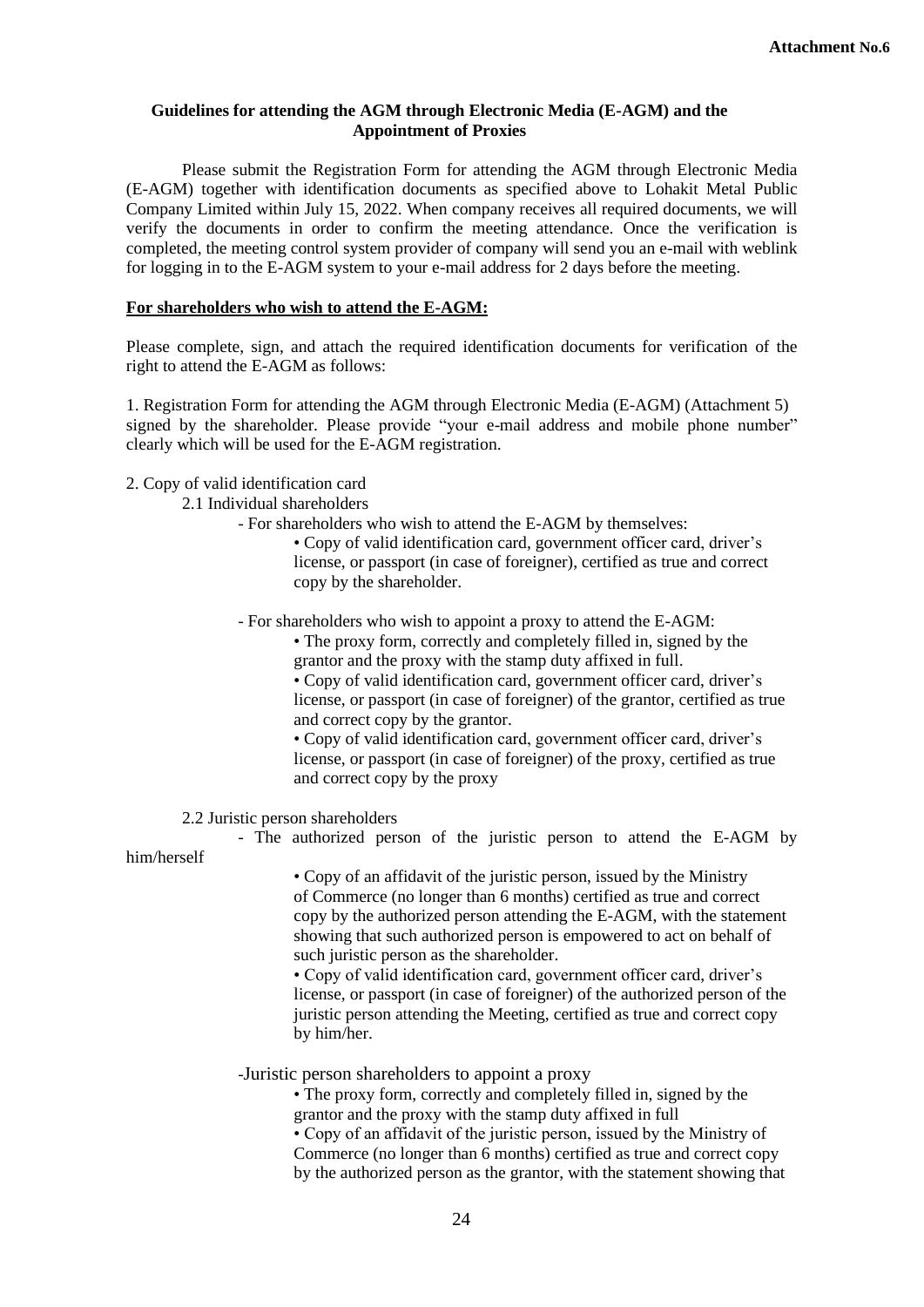**Attachment No.6**

**Guidelines for attending the AGM through Electronic Media (E-AGM) and the Appointment of Proxies**

Please submit the Registration Form for attending the AGM through Electronic Media (E-AGM) together with identification documents as specified above to Lohakit Metal Public Company Limited within July 15, 2022. When company receives all required documents, we will verify the documents in order to confirm the meeting attendance. Once the verification is completed, the meeting control system provider of company will send you an e-mail with weblink for logging in to the E-AGM system to your e-mail address for 2 days before the meeting.

**For shareholders who wish to attend the E-AGM:**

Please complete, sign, and attach the required identification documents for verification of the right to attend the E-AGM as follows:

1. Registration Form for attending the AGM through Electronic Media (E-AGM) (Attachment 5) signed by the shareholder. Please provide "your e-mail address and mobile phone number" clearly which will be used for the E-AGM registration.

2. Copy of valid identification card

2.1 Individual shareholders

- For shareholders who wish to attend the E-AGM by themselves:
  - Copy of valid identification card, government officer card, driver's license, or passport (in case of foreigner), certified as true and correct copy by the shareholder.

- For shareholders who wish to appoint a proxy to attend the E-AGM:
  - The proxy form, correctly and completely filled in, signed by the grantor and the proxy with the stamp duty affixed in full.
  - Copy of valid identification card, government officer card, driver's license, or passport (in case of foreigner) of the grantor, certified as true and correct copy by the grantor.
  - Copy of valid identification card, government officer card, driver's license, or passport (in case of foreigner) of the proxy, certified as true and correct copy by the proxy

2.2 Juristic person shareholders

- The authorized person of the juristic person to attend the E-AGM by him/herself
  - Copy of an affidavit of the juristic person, issued by the Ministry of Commerce (no longer than 6 months) certified as true and correct copy by the authorized person attending the E-AGM, with the statement showing that such authorized person is empowered to act on behalf of such juristic person as the shareholder.
  - Copy of valid identification card, government officer card, driver's license, or passport (in case of foreigner) of the authorized person of the juristic person attending the Meeting, certified as true and correct copy by him/her.

- Juristic person shareholders to appoint a proxy
  - The proxy form, correctly and completely filled in, signed by the grantor and the proxy with the stamp duty affixed in full
  - Copy of an affidavit of the juristic person, issued by the Ministry of Commerce (no longer than 6 months) certified as true and correct copy by the authorized person as the grantor, with the statement showing that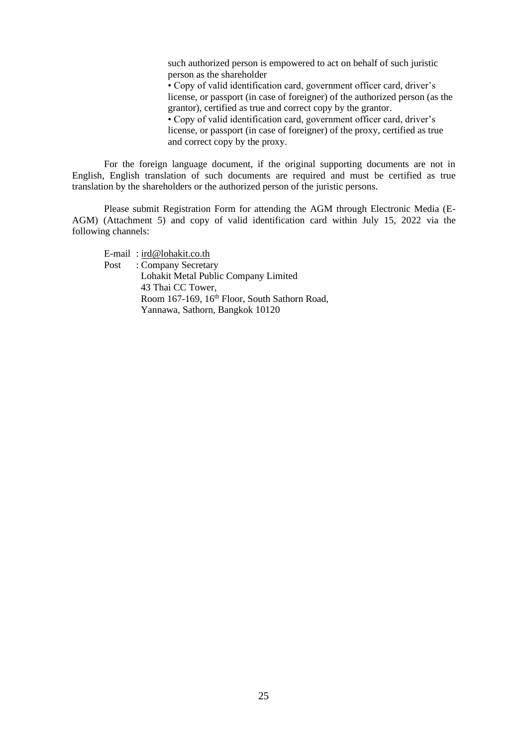such authorized person is empowered to act on behalf of such juristic person as the shareholder

- Copy of valid identification card, government officer card, driver's license, or passport (in case of foreigner) of the authorized person (as the grantor), certified as true and correct copy by the grantor.
- Copy of valid identification card, government officer card, driver's license, or passport (in case of foreigner) of the proxy, certified as true and correct copy by the proxy.

For the foreign language document, if the original supporting documents are not in English, English translation of such documents are required and must be certified as true translation by the shareholders or the authorized person of the juristic persons.

Please submit Registration Form for attending the AGM through Electronic Media (E-AGM) (Attachment 5) and copy of valid identification card within July 15, 2022 via the following channels:

E-mail : ird@lohakit.co.th
Post : Company Secretary
Lohakit Metal Public Company Limited
43 Thai CC Tower,
Room 167-169, 16th Floor, South Sathorn Road,
Yannawa, Sathorn, Bangkok 10120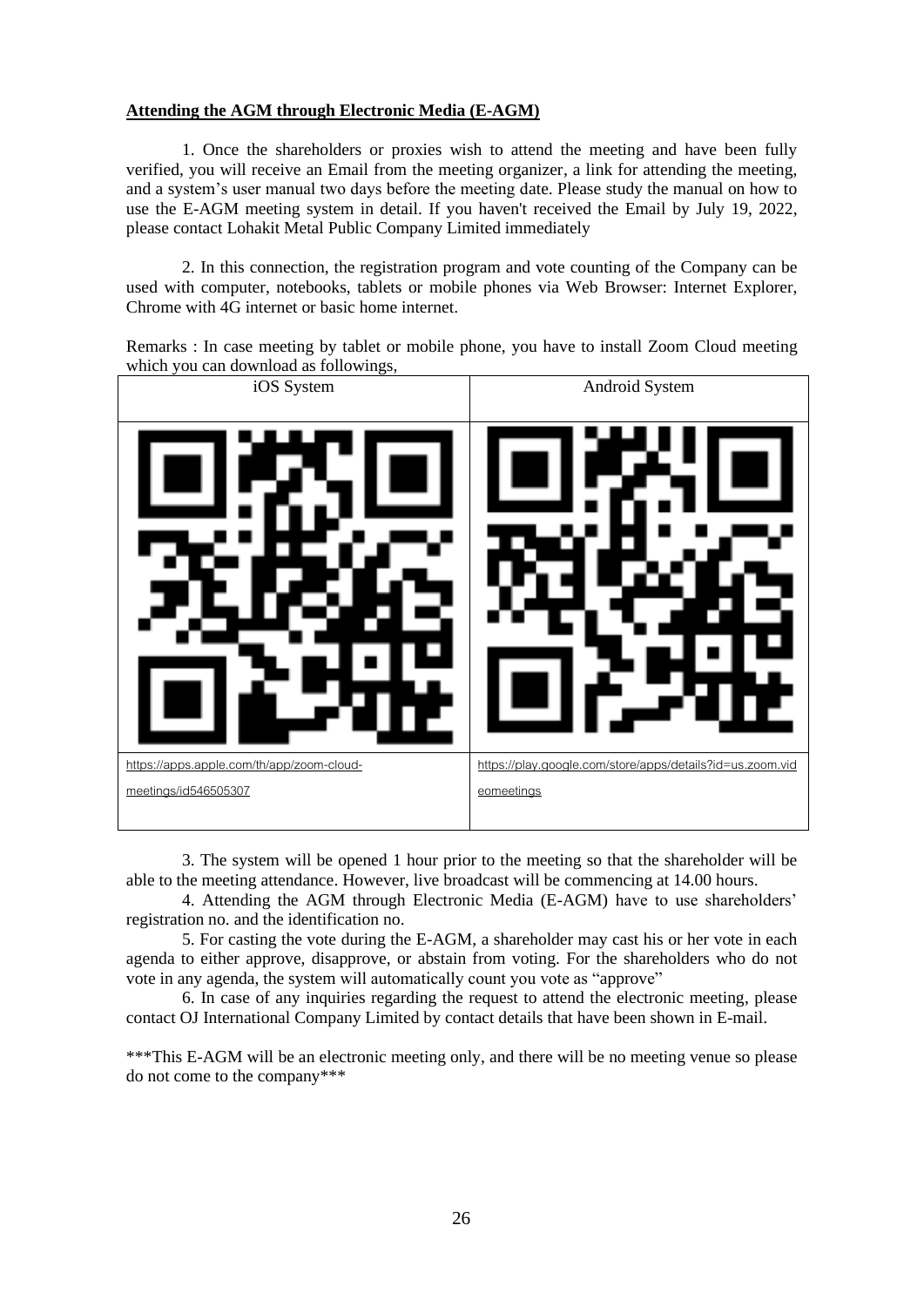**Attending the AGM through Electronic Media (E-AGM)**

1. Once the shareholders or proxies wish to attend the meeting and have been fully verified, you will receive an Email from the meeting organizer, a link for attending the meeting, and a system's user manual two days before the meeting date. Please study the manual on how to use the E-AGM meeting system in detail. If you haven't received the Email by July 19, 2022, please contact Lohakit Metal Public Company Limited immediately

2. In this connection, the registration program and vote counting of the Company can be used with computer, notebooks, tablets or mobile phones via Web Browser: Internet Explorer, Chrome with 4G internet or basic home internet.

Remarks : In case meeting by tablet or mobile phone, you have to install Zoom Cloud meeting which you can download as followings,

| iOS System | Android System |
|---|---|
| | |
| https://apps.apple.com/th/app/zoom-cloud-meetings/id546505307 | https://play.google.com/store/apps/details?id=us.zoom.videomeetings |

3. The system will be opened 1 hour prior to the meeting so that the shareholder will be able to the meeting attendance. However, live broadcast will be commencing at 14.00 hours.

4. Attending the AGM through Electronic Media (E-AGM) have to use shareholders' registration no. and the identification no.

5. For casting the vote during the E-AGM, a shareholder may cast his or her vote in each agenda to either approve, disapprove, or abstain from voting. For the shareholders who do not vote in any agenda, the system will automatically count you vote as "approve"

6. In case of any inquiries regarding the request to attend the electronic meeting, please contact OJ International Company Limited by contact details that have been shown in E-mail.

***This E-AGM will be an electronic meeting only, and there will be no meeting venue so please do not come to the company***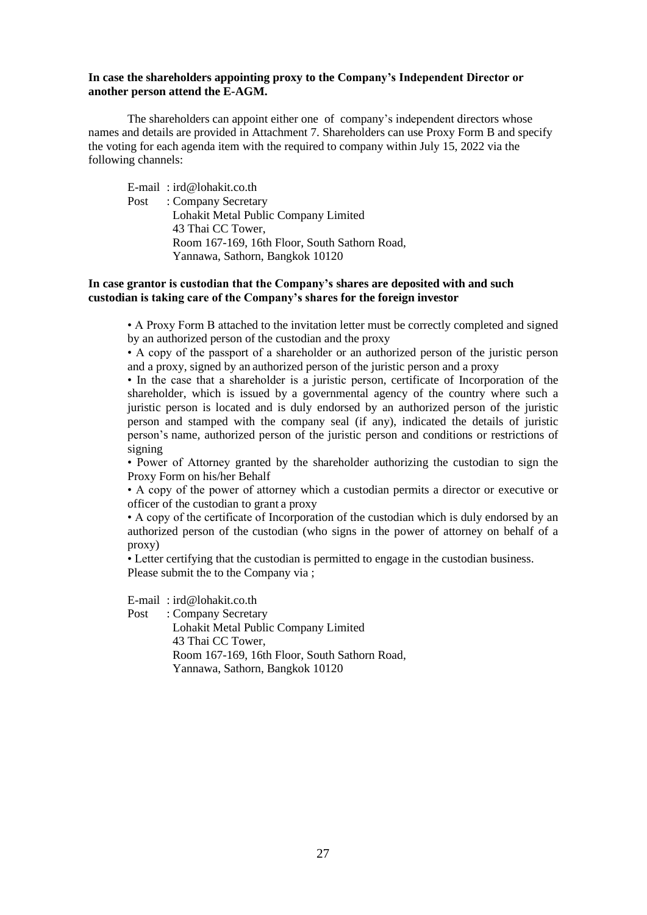**In case the shareholders appointing proxy to the Company's Independent Director or another person attend the E-AGM.**

The shareholders can appoint either one of company's independent directors whose names and details are provided in Attachment 7. Shareholders can use Proxy Form B and specify the voting for each agenda item with the required to company within July 15, 2022 via the following channels:

E-mail : ird@lohakit.co.th
Post : Company Secretary
Lohakit Metal Public Company Limited
43 Thai CC Tower,
Room 167-169, 16th Floor, South Sathorn Road,
Yannawa, Sathorn, Bangkok 10120

**In case grantor is custodian that the Company's shares are deposited with and such custodian is taking care of the Company's shares for the foreign investor**

• A Proxy Form B attached to the invitation letter must be correctly completed and signed by an authorized person of the custodian and the proxy
• A copy of the passport of a shareholder or an authorized person of the juristic person and a proxy, signed by an authorized person of the juristic person and a proxy
• In the case that a shareholder is a juristic person, certificate of Incorporation of the shareholder, which is issued by a governmental agency of the country where such a juristic person is located and is duly endorsed by an authorized person of the juristic person and stamped with the company seal (if any), indicated the details of juristic person's name, authorized person of the juristic person and conditions or restrictions of signing
• Power of Attorney granted by the shareholder authorizing the custodian to sign the Proxy Form on his/her Behalf
• A copy of the power of attorney which a custodian permits a director or executive or officer of the custodian to grant a proxy
• A copy of the certificate of Incorporation of the custodian which is duly endorsed by an authorized person of the custodian (who signs in the power of attorney on behalf of a proxy)
• Letter certifying that the custodian is permitted to engage in the custodian business.
Please submit the to the Company via ;

E-mail : ird@lohakit.co.th
Post : Company Secretary
Lohakit Metal Public Company Limited
43 Thai CC Tower,
Room 167-169, 16th Floor, South Sathorn Road,
Yannawa, Sathorn, Bangkok 10120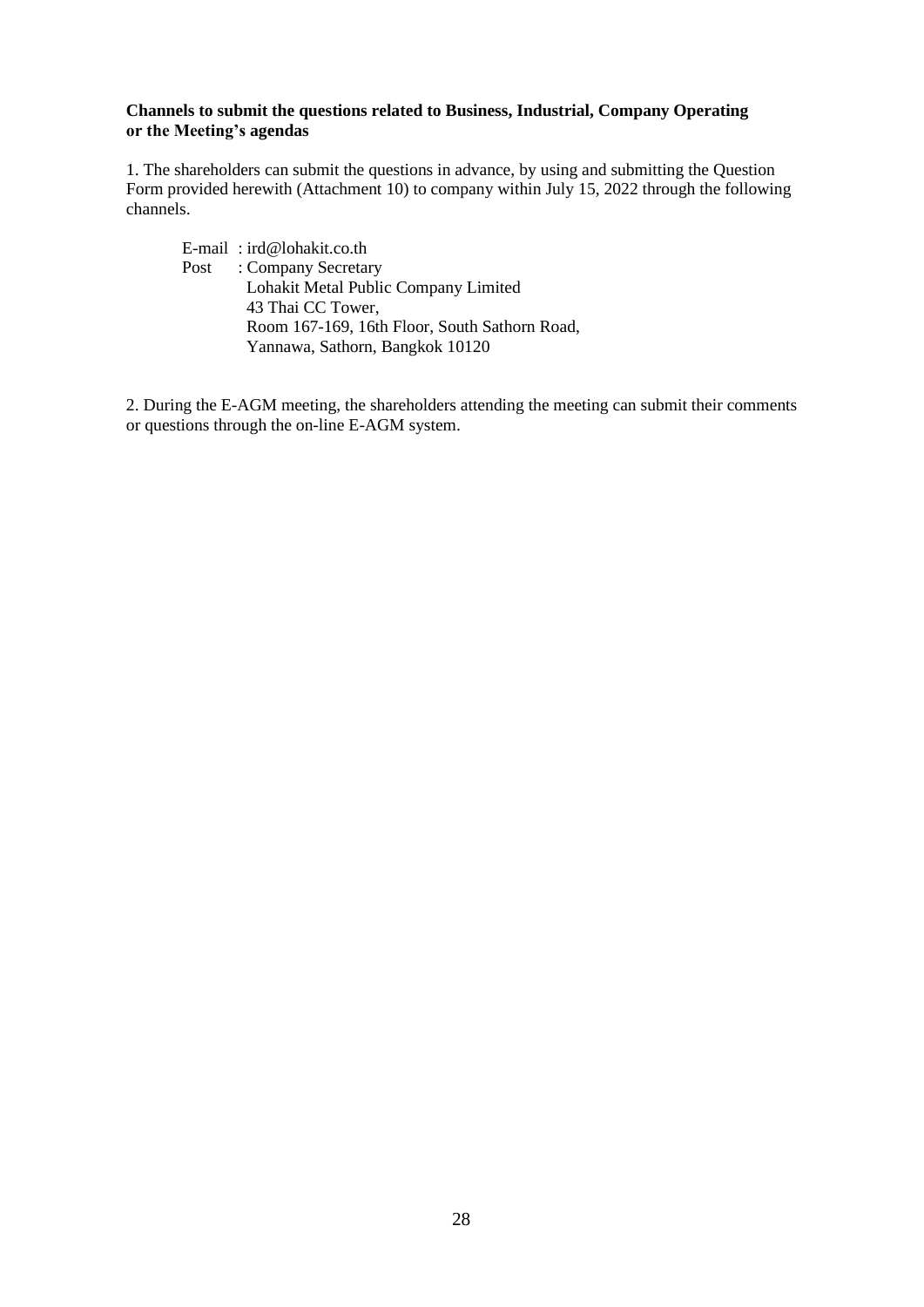**Channels to submit the questions related to Business, Industrial, Company Operating or the Meeting's agendas**

1. The shareholders can submit the questions in advance, by using and submitting the Question Form provided herewith (Attachment 10) to company within July 15, 2022 through the following channels.

E-mail : ird@lohakit.co.th  
Post : Company Secretary  
Lohakit Metal Public Company Limited  
43 Thai CC Tower,  
Room 167-169, 16th Floor, South Sathorn Road,  
Yannawa, Sathorn, Bangkok 10120

2. During the E-AGM meeting, the shareholders attending the meeting can submit their comments or questions through the on-line E-AGM system.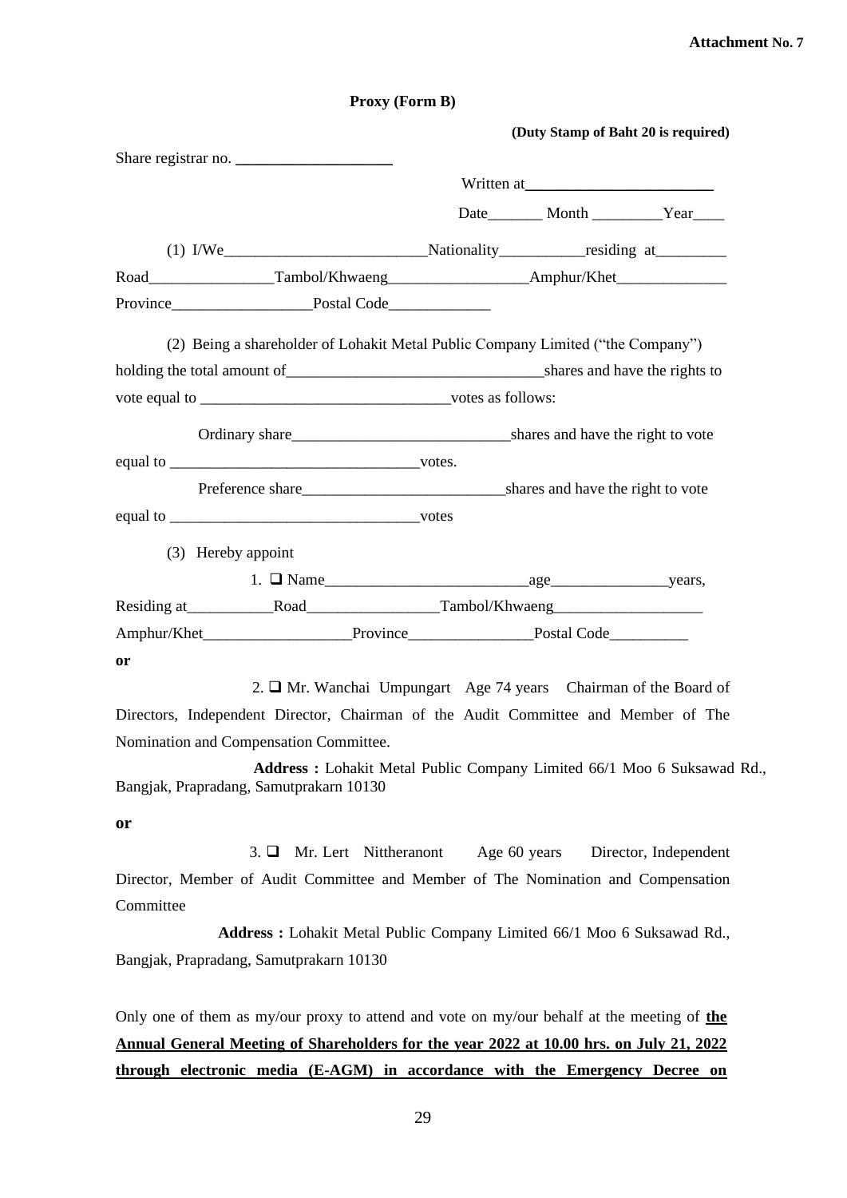**Attachment No. 7**

**Proxy (Form B)**

**(Duty Stamp of Baht 20 is required)**

Share registrar no. ____________________

Written at________________________

Date_______ Month _________Year____

(1) I/We__________________________Nationality___________residing at_________ Road________________Tambol/Khwaeng__________________Amphur/Khet______________ Province__________________Postal Code_____________

(2) Being a shareholder of Lohakit Metal Public Company Limited ("the Company") holding the total amount of_________________________________shares and have the rights to vote equal to ________________________________votes as follows:

Ordinary share____________________________shares and have the right to vote equal to ________________________________votes.

Preference share__________________________shares and have the right to vote equal to ________________________________votes

(3) Hereby appoint

1. ❑ Name__________________________age_______________years, Residing at___________Road_________________Tambol/Khwaeng___________________ Amphur/Khet___________________Province________________Postal Code__________

**or**

2. ❑ Mr. Wanchai Umpungart Age 74 years Chairman of the Board of Directors, Independent Director, Chairman of the Audit Committee and Member of The Nomination and Compensation Committee.

**Address :** Lohakit Metal Public Company Limited 66/1 Moo 6 Suksawad Rd., Bangjak, Prapradang, Samutprakarn 10130

**or**

3. ❑ Mr. Lert Nittheranont Age 60 years Director, Independent Director, Member of Audit Committee and Member of The Nomination and Compensation Committee

**Address :** Lohakit Metal Public Company Limited 66/1 Moo 6 Suksawad Rd., Bangjak, Prapradang, Samutprakarn 10130

Only one of them as my/our proxy to attend and vote on my/our behalf at the meeting of **the Annual General Meeting of Shareholders for the year 2022 at 10.00 hrs. on July 21, 2022 through electronic media (E-AGM) in accordance with the Emergency Decree on**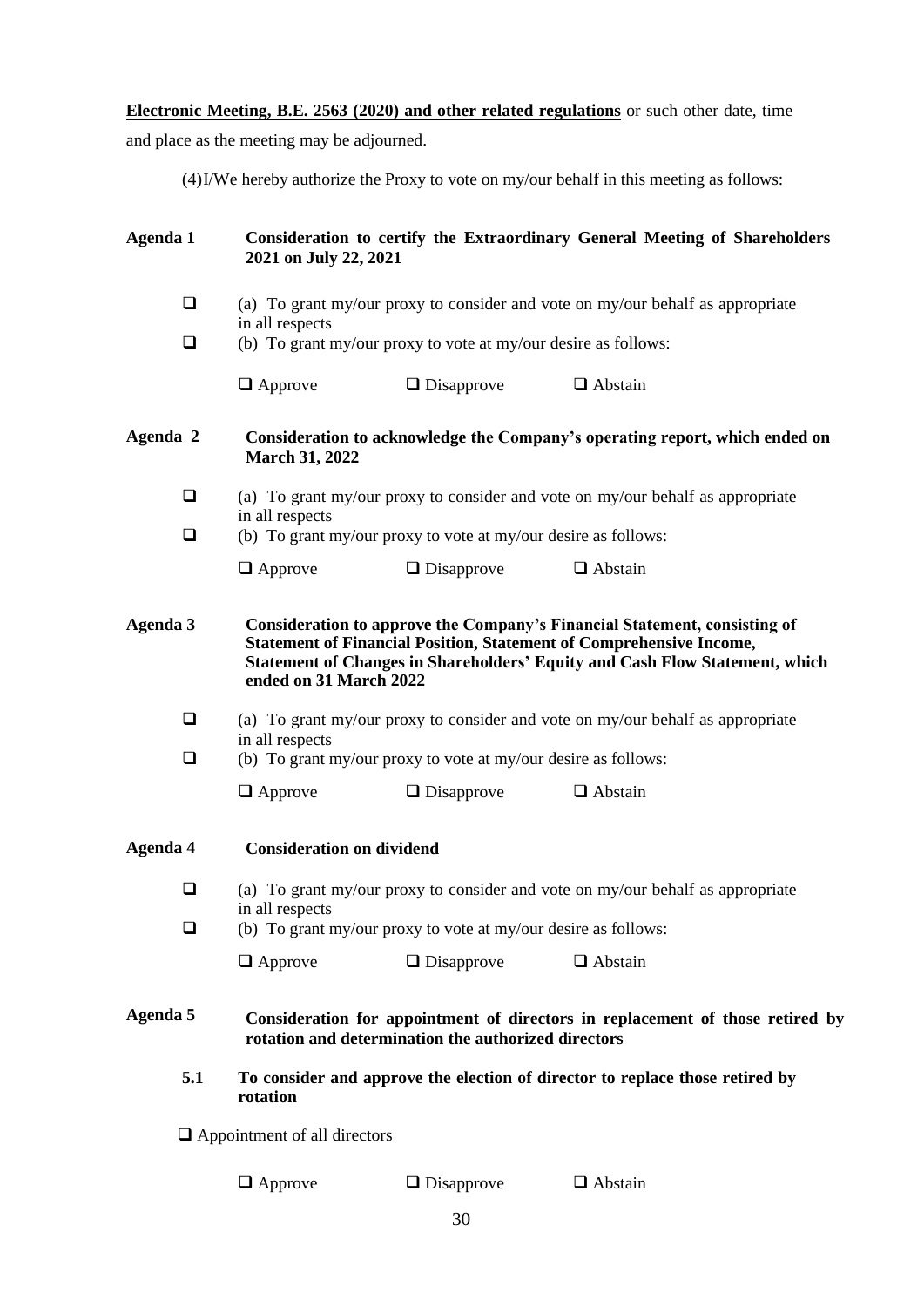**Electronic Meeting, B.E. 2563 (2020) and other related regulations** or such other date, time and place as the meeting may be adjourned.

(4)I/We hereby authorize the Proxy to vote on my/our behalf in this meeting as follows:

**Agenda 1 Consideration to certify the Extraordinary General Meeting of Shareholders 2021 on July 22, 2021**

❑ (a) To grant my/our proxy to consider and vote on my/our behalf as appropriate in all respects

❑ (b) To grant my/our proxy to vote at my/our desire as follows:

❑ Approve ❑ Disapprove ❑ Abstain

**Agenda 2 Consideration to acknowledge the Company's operating report, which ended on March 31, 2022**

❑ (a) To grant my/our proxy to consider and vote on my/our behalf as appropriate in all respects

❑ (b) To grant my/our proxy to vote at my/our desire as follows:

❑ Approve ❑ Disapprove ❑ Abstain

**Agenda 3 Consideration to approve the Company's Financial Statement, consisting of Statement of Financial Position, Statement of Comprehensive Income, Statement of Changes in Shareholders' Equity and Cash Flow Statement, which ended on 31 March 2022**

❑ (a) To grant my/our proxy to consider and vote on my/our behalf as appropriate in all respects

❑ (b) To grant my/our proxy to vote at my/our desire as follows:

❑ Approve ❑ Disapprove ❑ Abstain

**Agenda 4 Consideration on dividend**

❑ (a) To grant my/our proxy to consider and vote on my/our behalf as appropriate in all respects

❑ (b) To grant my/our proxy to vote at my/our desire as follows:

❑ Approve ❑ Disapprove ❑ Abstain

**Agenda 5 Consideration for appointment of directors in replacement of those retired by rotation and determination the authorized directors**

**5.1 To consider and approve the election of director to replace those retired by rotation**

❑ Appointment of all directors

❑ Approve ❑ Disapprove ❑ Abstain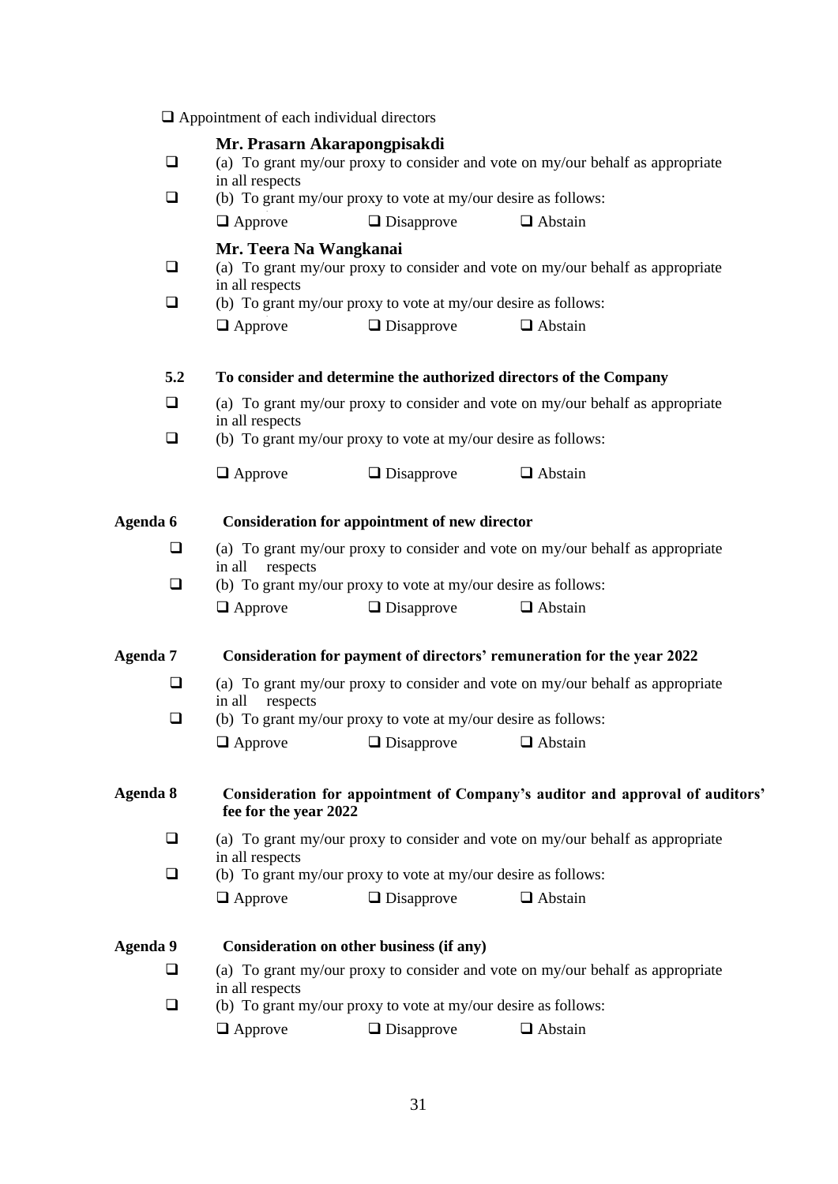☐ Appointment of each individual directors

**Mr. Prasarn Akarapongpisakdi**

☐ (a) To grant my/our proxy to consider and vote on my/our behalf as appropriate in all respects

☐ (b) To grant my/our proxy to vote at my/our desire as follows:

☐ Approve ☐ Disapprove ☐ Abstain

**Mr. Teera Na Wangkanai**

☐ (a) To grant my/our proxy to consider and vote on my/our behalf as appropriate in all respects

☐ (b) To grant my/our proxy to vote at my/our desire as follows:

☐ Approve ☐ Disapprove ☐ Abstain

**5.2 To consider and determine the authorized directors of the Company**

☐ (a) To grant my/our proxy to consider and vote on my/our behalf as appropriate in all respects

☐ (b) To grant my/our proxy to vote at my/our desire as follows:

☐ Approve ☐ Disapprove ☐ Abstain

**Agenda 6 Consideration for appointment of new director**

☐ (a) To grant my/our proxy to consider and vote on my/our behalf as appropriate in all respects

☐ (b) To grant my/our proxy to vote at my/our desire as follows:

☐ Approve ☐ Disapprove ☐ Abstain

**Agenda 7 Consideration for payment of directors' remuneration for the year 2022**

☐ (a) To grant my/our proxy to consider and vote on my/our behalf as appropriate in all respects

☐ (b) To grant my/our proxy to vote at my/our desire as follows:

☐ Approve ☐ Disapprove ☐ Abstain

**Agenda 8 Consideration for appointment of Company's auditor and approval of auditors' fee for the year 2022**

☐ (a) To grant my/our proxy to consider and vote on my/our behalf as appropriate in all respects

☐ (b) To grant my/our proxy to vote at my/our desire as follows:

☐ Approve ☐ Disapprove ☐ Abstain

**Agenda 9 Consideration on other business (if any)**

☐ (a) To grant my/our proxy to consider and vote on my/our behalf as appropriate in all respects

☐ (b) To grant my/our proxy to vote at my/our desire as follows:

☐ Approve ☐ Disapprove ☐ Abstain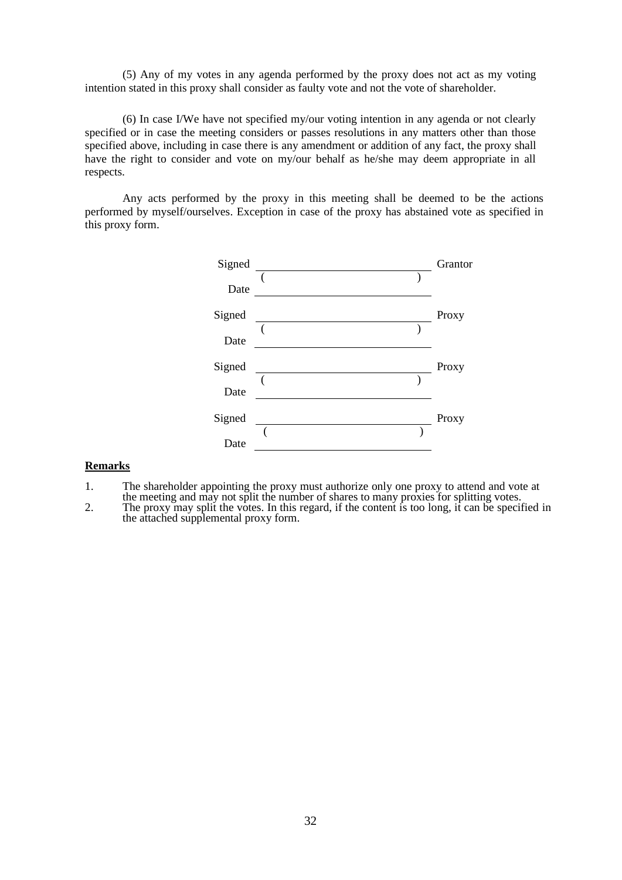(5) Any of my votes in any agenda performed by the proxy does not act as my voting intention stated in this proxy shall consider as faulty vote and not the vote of shareholder.

(6) In case I/We have not specified my/our voting intention in any agenda or not clearly specified or in case the meeting considers or passes resolutions in any matters other than those specified above, including in case there is any amendment or addition of any fact, the proxy shall have the right to consider and vote on my/our behalf as he/she may deem appropriate in all respects.

Any acts performed by the proxy in this meeting shall be deemed to be the actions performed by myself/ourselves. Exception in case of the proxy has abstained vote as specified in this proxy form.

Signed ______________________________ Grantor
( ______________________________ )
Date ______________________________

Signed ______________________________ Proxy
( ______________________________ )
Date ______________________________

Signed ______________________________ Proxy
( ______________________________ )
Date ______________________________

Signed ______________________________ Proxy
( ______________________________ )
Date ______________________________

**Remarks**

1. The shareholder appointing the proxy must authorize only one proxy to attend and vote at the meeting and may not split the number of shares to many proxies for splitting votes.
2. The proxy may split the votes. In this regard, if the content is too long, it can be specified in the attached supplemental proxy form.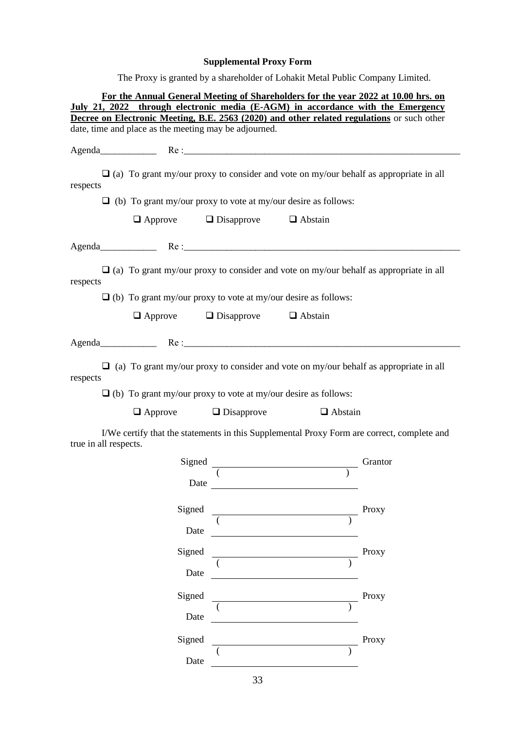**Supplemental Proxy Form**

The Proxy is granted by a shareholder of Lohakit Metal Public Company Limited.

**<u>For the Annual General Meeting of Shareholders for the year 2022 at 10.00 hrs. on July 21, 2022 through electronic media (E-AGM) in accordance with the Emergency Decree on Electronic Meeting, B.E. 2563 (2020) and other related regulations</u>** or such other date, time and place as the meeting may be adjourned.

Agenda____________ Re :____________________________________________________________

❑ (a) To grant my/our proxy to consider and vote on my/our behalf as appropriate in all respects

❑ (b) To grant my/our proxy to vote at my/our desire as follows:

❑ Approve ❑ Disapprove ❑ Abstain

Agenda____________ Re :____________________________________________________________

❑ (a) To grant my/our proxy to consider and vote on my/our behalf as appropriate in all respects

❑ (b) To grant my/our proxy to vote at my/our desire as follows:

❑ Approve ❑ Disapprove ❑ Abstain

Agenda____________ Re :____________________________________________________________

❑ (a) To grant my/our proxy to consider and vote on my/our behalf as appropriate in all respects

❑ (b) To grant my/our proxy to vote at my/our desire as follows:

❑ Approve ❑ Disapprove ❑ Abstain

I/We certify that the statements in this Supplemental Proxy Form are correct, complete and true in all respects.

Signed ______________________________ Grantor
( )
Date ______________________________

Signed ______________________________ Proxy
( )
Date ______________________________

Signed ______________________________ Proxy
( )
Date ______________________________

Signed ______________________________ Proxy
( )
Date ______________________________

Signed ______________________________ Proxy
( )
Date ______________________________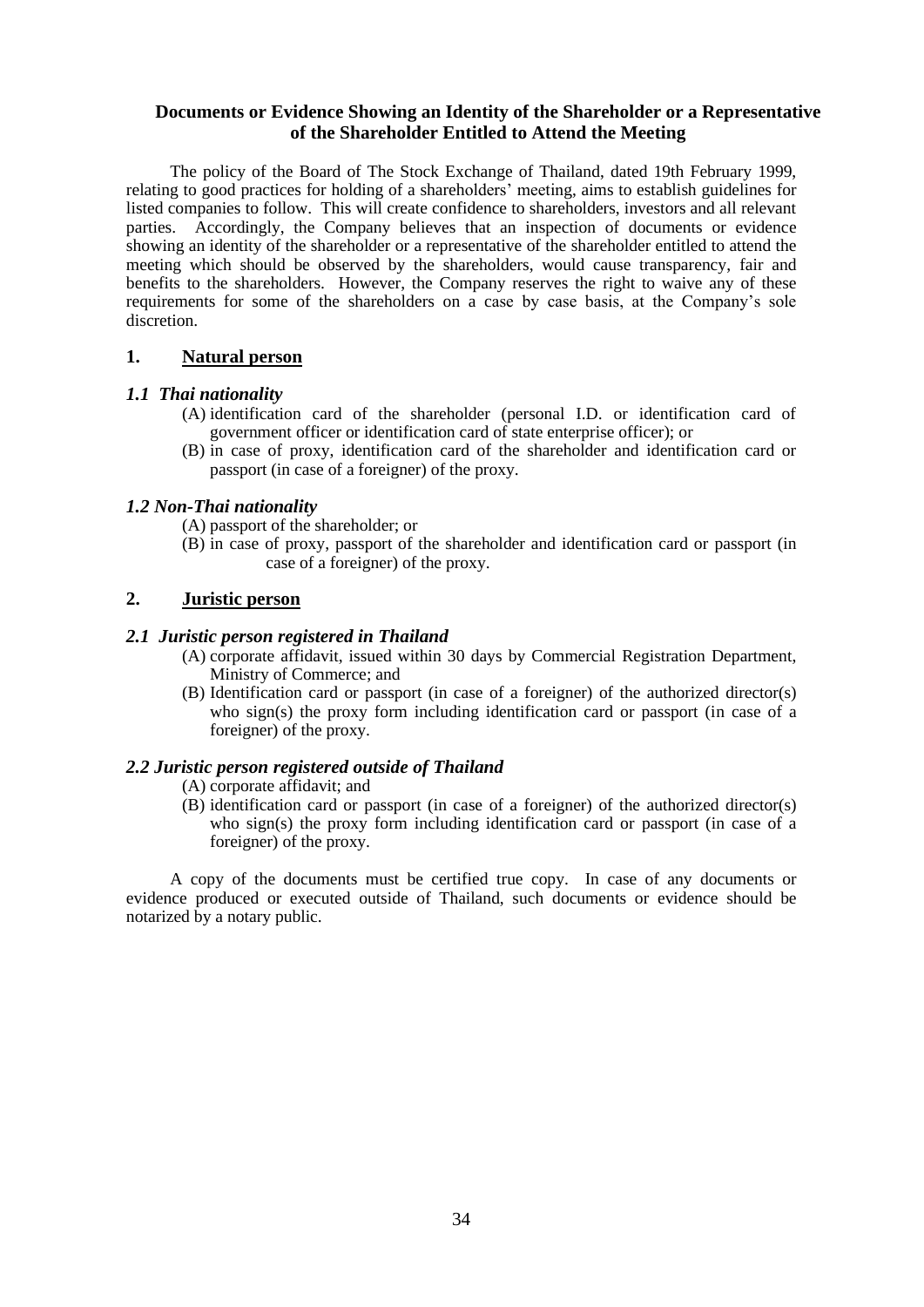**Documents or Evidence Showing an Identity of the Shareholder or a Representative of the Shareholder Entitled to Attend the Meeting**

The policy of the Board of The Stock Exchange of Thailand, dated 19th February 1999, relating to good practices for holding of a shareholders' meeting, aims to establish guidelines for listed companies to follow. This will create confidence to shareholders, investors and all relevant parties. Accordingly, the Company believes that an inspection of documents or evidence showing an identity of the shareholder or a representative of the shareholder entitled to attend the meeting which should be observed by the shareholders, would cause transparency, fair and benefits to the shareholders. However, the Company reserves the right to waive any of these requirements for some of the shareholders on a case by case basis, at the Company's sole discretion.

## 1. Natural person

### *1.1 Thai nationality*

(A) identification card of the shareholder (personal I.D. or identification card of government officer or identification card of state enterprise officer); or

(B) in case of proxy, identification card of the shareholder and identification card or passport (in case of a foreigner) of the proxy.

### *1.2 Non-Thai nationality*

(A) passport of the shareholder; or

(B) in case of proxy, passport of the shareholder and identification card or passport (in case of a foreigner) of the proxy.

## 2. Juristic person

### *2.1 Juristic person registered in Thailand*

(A) corporate affidavit, issued within 30 days by Commercial Registration Department, Ministry of Commerce; and

(B) Identification card or passport (in case of a foreigner) of the authorized director(s) who sign(s) the proxy form including identification card or passport (in case of a foreigner) of the proxy.

### *2.2 Juristic person registered outside of Thailand*

(A) corporate affidavit; and

(B) identification card or passport (in case of a foreigner) of the authorized director(s) who sign(s) the proxy form including identification card or passport (in case of a foreigner) of the proxy.

A copy of the documents must be certified true copy. In case of any documents or evidence produced or executed outside of Thailand, such documents or evidence should be notarized by a notary public.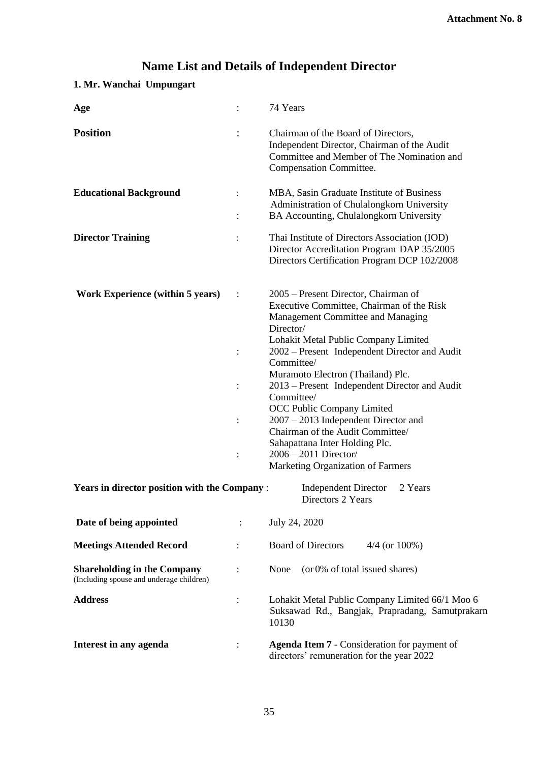**Attachment No. 8**

# Name List and Details of Independent Director

### 1. Mr. Wanchai Umpungart

| | | |
|---|---|---|
| **Age** | : | 74 Years |
| **Position** | : | Chairman of the Board of Directors, Independent Director, Chairman of the Audit Committee and Member of The Nomination and Compensation Committee. |
| **Educational Background** | : | MBA, Sasin Graduate Institute of Business Administration of Chulalongkorn University |
| | : | BA Accounting, Chulalongkorn University |
| **Director Training** | : | Thai Institute of Directors Association (IOD) Director Accreditation Program DAP 35/2005 Directors Certification Program DCP 102/2008 |
| **Work Experience (within 5 years)** | : | 2005 – Present Director, Chairman of Executive Committee, Chairman of the Risk Management Committee and Managing Director/ Lohakit Metal Public Company Limited |
| | : | 2002 – Present Independent Director and Audit Committee/ Muramoto Electron (Thailand) Plc. |
| | : | 2013 – Present Independent Director and Audit Committee/ OCC Public Company Limited |
| | : | 2007 – 2013 Independent Director and Chairman of the Audit Committee/ Sahapattana Inter Holding Plc. |
| | : | 2006 – 2011 Director/ Marketing Organization of Farmers |
| **Years in director position with the Company** | : | Independent Director 2 Years<br>Directors 2 Years |
| **Date of being appointed** | : | July 24, 2020 |
| **Meetings Attended Record** | : | Board of Directors 4/4 (or 100%) |
| **Shareholding in the Company** (Including spouse and underage children) | : | None (or 0% of total issued shares) |
| **Address** | : | Lohakit Metal Public Company Limited 66/1 Moo 6 Suksawad Rd., Bangjak, Prapradang, Samutprakarn 10130 |
| **Interest in any agenda** | : | **Agenda Item 7** - Consideration for payment of directors' remuneration for the year 2022 |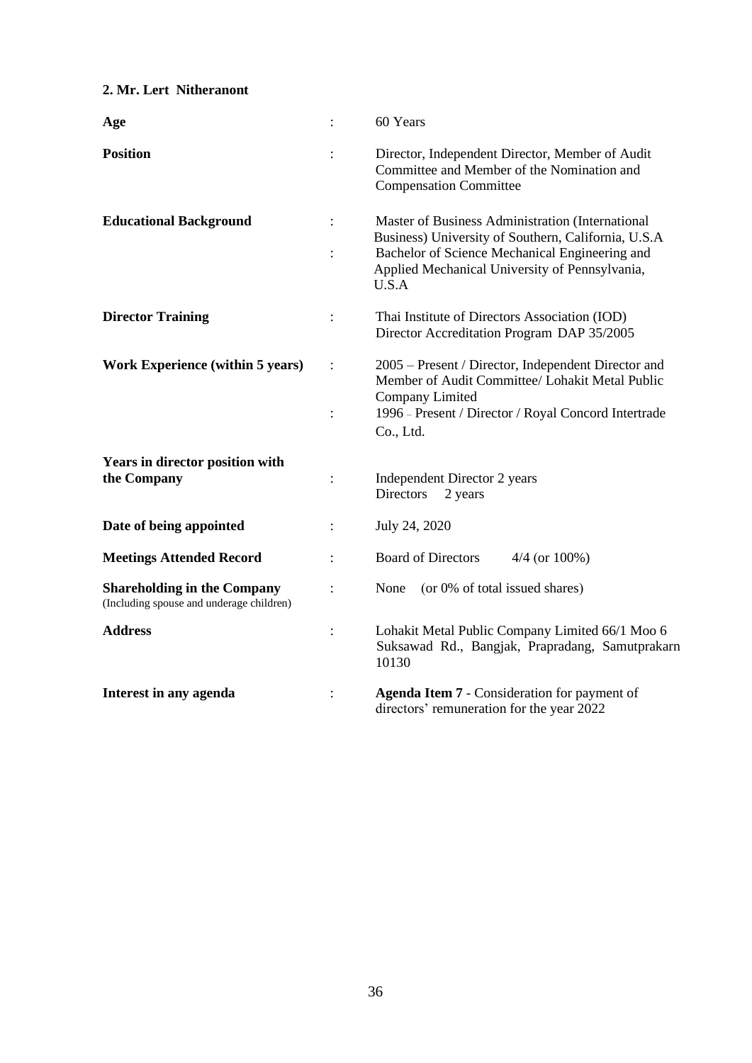**2. Mr. Lert Nitheranont**

| | | |
|---|---|---|
| **Age** | : | 60 Years |
| **Position** | : | Director, Independent Director, Member of Audit Committee and Member of the Nomination and Compensation Committee |
| **Educational Background** | : | Master of Business Administration (International Business) University of Southern, California, U.S.A |
| | : | Bachelor of Science Mechanical Engineering and Applied Mechanical University of Pennsylvania, U.S.A |
| **Director Training** | : | Thai Institute of Directors Association (IOD) Director Accreditation Program DAP 35/2005 |
| **Work Experience (within 5 years)** | : | 2005 – Present / Director, Independent Director and Member of Audit Committee/ Lohakit Metal Public Company Limited |
| | : | 1996 – Present / Director / Royal Concord Intertrade Co., Ltd. |
| **Years in director position with the Company** | : | Independent Director 2 years<br>Directors 2 years |
| **Date of being appointed** | : | July 24, 2020 |
| **Meetings Attended Record** | : | Board of Directors 4/4 (or 100%) |
| **Shareholding in the Company** (Including spouse and underage children) | : | None (or 0% of total issued shares) |
| **Address** | : | Lohakit Metal Public Company Limited 66/1 Moo 6 Suksawad Rd., Bangjak, Prapradang, Samutprakarn 10130 |
| **Interest in any agenda** | : | **Agenda Item 7** - Consideration for payment of directors' remuneration for the year 2022 |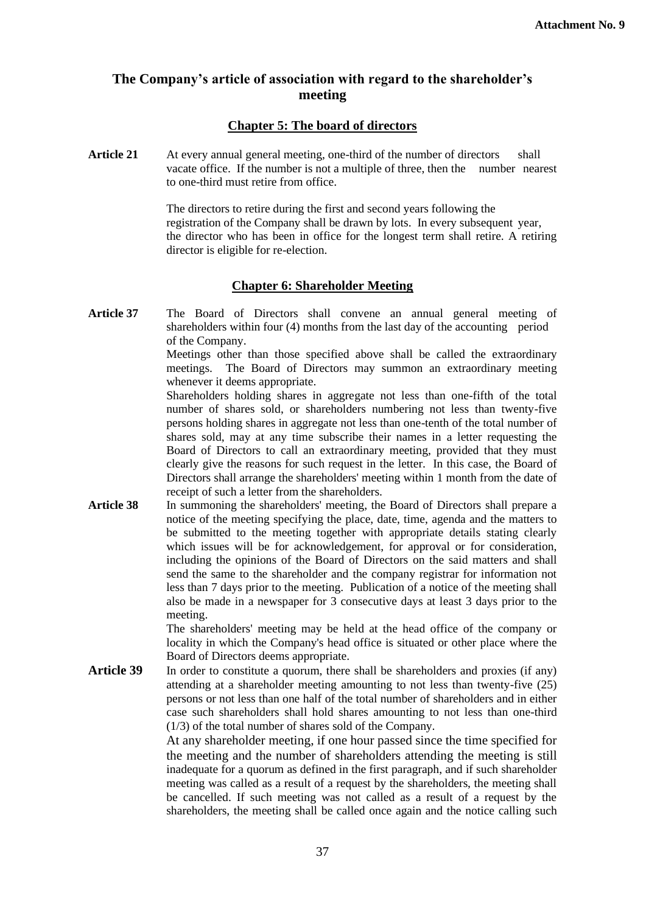**Attachment No. 9**

## The Company's article of association with regard to the shareholder's meeting

### Chapter 5: The board of directors

**Article 21** At every annual general meeting, one-third of the number of directors shall vacate office. If the number is not a multiple of three, then the number nearest to one-third must retire from office.

The directors to retire during the first and second years following the registration of the Company shall be drawn by lots. In every subsequent year, the director who has been in office for the longest term shall retire. A retiring director is eligible for re-election.

### Chapter 6: Shareholder Meeting

**Article 37** The Board of Directors shall convene an annual general meeting of shareholders within four (4) months from the last day of the accounting period of the Company.

Meetings other than those specified above shall be called the extraordinary meetings. The Board of Directors may summon an extraordinary meeting whenever it deems appropriate.

Shareholders holding shares in aggregate not less than one-fifth of the total number of shares sold, or shareholders numbering not less than twenty-five persons holding shares in aggregate not less than one-tenth of the total number of shares sold, may at any time subscribe their names in a letter requesting the Board of Directors to call an extraordinary meeting, provided that they must clearly give the reasons for such request in the letter. In this case, the Board of Directors shall arrange the shareholders' meeting within 1 month from the date of receipt of such a letter from the shareholders.

**Article 38** In summoning the shareholders' meeting, the Board of Directors shall prepare a notice of the meeting specifying the place, date, time, agenda and the matters to be submitted to the meeting together with appropriate details stating clearly which issues will be for acknowledgement, for approval or for consideration, including the opinions of the Board of Directors on the said matters and shall send the same to the shareholder and the company registrar for information not less than 7 days prior to the meeting. Publication of a notice of the meeting shall also be made in a newspaper for 3 consecutive days at least 3 days prior to the meeting.

The shareholders' meeting may be held at the head office of the company or locality in which the Company's head office is situated or other place where the Board of Directors deems appropriate.

**Article 39** In order to constitute a quorum, there shall be shareholders and proxies (if any) attending at a shareholder meeting amounting to not less than twenty-five (25) persons or not less than one half of the total number of shareholders and in either case such shareholders shall hold shares amounting to not less than one-third (1/3) of the total number of shares sold of the Company.

At any shareholder meeting, if one hour passed since the time specified for the meeting and the number of shareholders attending the meeting is still inadequate for a quorum as defined in the first paragraph, and if such shareholder meeting was called as a result of a request by the shareholders, the meeting shall be cancelled. If such meeting was not called as a result of a request by the shareholders, the meeting shall be called once again and the notice calling such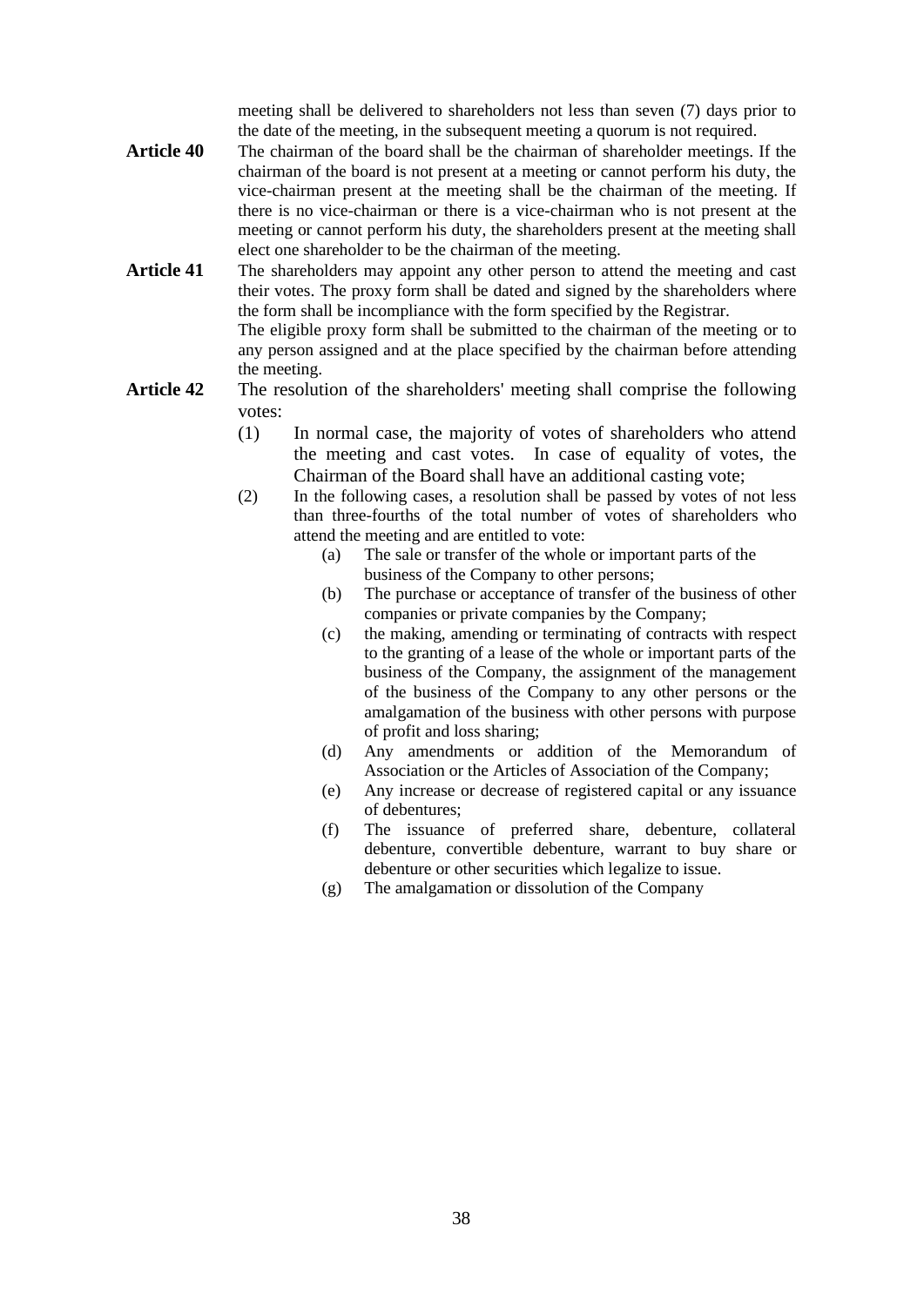meeting shall be delivered to shareholders not less than seven (7) days prior to the date of the meeting, in the subsequent meeting a quorum is not required.

**Article 40** The chairman of the board shall be the chairman of shareholder meetings. If the chairman of the board is not present at a meeting or cannot perform his duty, the vice-chairman present at the meeting shall be the chairman of the meeting. If there is no vice-chairman or there is a vice-chairman who is not present at the meeting or cannot perform his duty, the shareholders present at the meeting shall elect one shareholder to be the chairman of the meeting.

**Article 41** The shareholders may appoint any other person to attend the meeting and cast their votes. The proxy form shall be dated and signed by the shareholders where the form shall be incompliance with the form specified by the Registrar.

The eligible proxy form shall be submitted to the chairman of the meeting or to any person assigned and at the place specified by the chairman before attending the meeting.

**Article 42** The resolution of the shareholders' meeting shall comprise the following votes:

(1) In normal case, the majority of votes of shareholders who attend the meeting and cast votes. In case of equality of votes, the Chairman of the Board shall have an additional casting vote;

(2) In the following cases, a resolution shall be passed by votes of not less than three-fourths of the total number of votes of shareholders who attend the meeting and are entitled to vote:

(a) The sale or transfer of the whole or important parts of the business of the Company to other persons;

(b) The purchase or acceptance of transfer of the business of other companies or private companies by the Company;

(c) the making, amending or terminating of contracts with respect to the granting of a lease of the whole or important parts of the business of the Company, the assignment of the management of the business of the Company to any other persons or the amalgamation of the business with other persons with purpose of profit and loss sharing;

(d) Any amendments or addition of the Memorandum of Association or the Articles of Association of the Company;

(e) Any increase or decrease of registered capital or any issuance of debentures;

(f) The issuance of preferred share, debenture, collateral debenture, convertible debenture, warrant to buy share or debenture or other securities which legalize to issue.

(g) The amalgamation or dissolution of the Company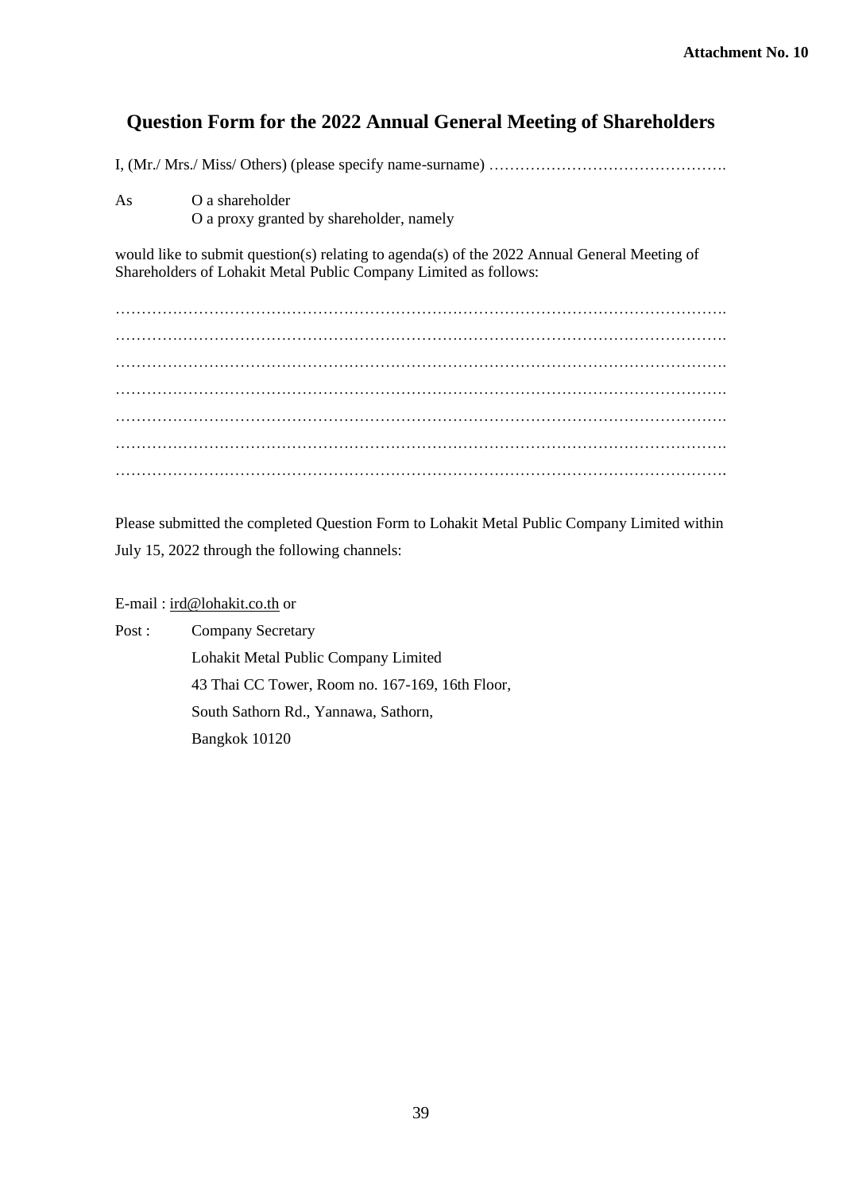**Attachment No. 10**

## Question Form for the 2022 Annual General Meeting of Shareholders

I, (Mr./ Mrs./ Miss/ Others) (please specify name-surname) ……………………………………….

As O a shareholder
O a proxy granted by shareholder, namely

would like to submit question(s) relating to agenda(s) of the 2022 Annual General Meeting of Shareholders of Lohakit Metal Public Company Limited as follows:

……………………………………………………………………………………………………….
……………………………………………………………………………………………………….
……………………………………………………………………………………………………….
……………………………………………………………………………………………………….
……………………………………………………………………………………………………….
……………………………………………………………………………………………………….
……………………………………………………………………………………………………….

Please submitted the completed Question Form to Lohakit Metal Public Company Limited within July 15, 2022 through the following channels:

E-mail : ird@lohakit.co.th or

Post : Company Secretary
Lohakit Metal Public Company Limited
43 Thai CC Tower, Room no. 167-169, 16th Floor,
South Sathorn Rd., Yannawa, Sathorn,
Bangkok 10120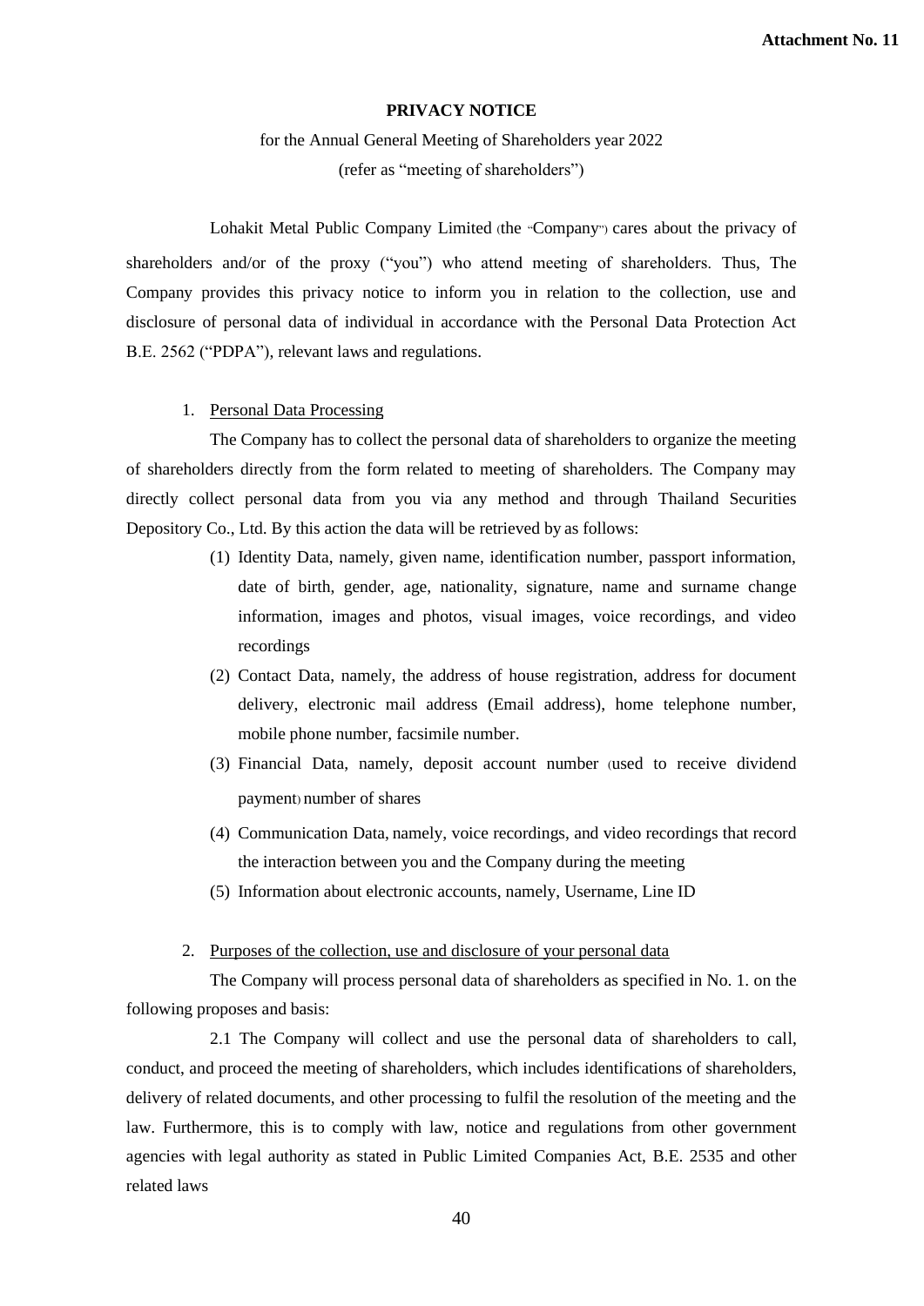Attachment No. 11

# PRIVACY NOTICE

for the Annual General Meeting of Shareholders year 2022
(refer as "meeting of shareholders")

Lohakit Metal Public Company Limited (the "Company") cares about the privacy of shareholders and/or of the proxy ("you") who attend meeting of shareholders. Thus, The Company provides this privacy notice to inform you in relation to the collection, use and disclosure of personal data of individual in accordance with the Personal Data Protection Act B.E. 2562 ("PDPA"), relevant laws and regulations.

1. Personal Data Processing

The Company has to collect the personal data of shareholders to organize the meeting of shareholders directly from the form related to meeting of shareholders. The Company may directly collect personal data from you via any method and through Thailand Securities Depository Co., Ltd. By this action the data will be retrieved by as follows:

(1) Identity Data, namely, given name, identification number, passport information, date of birth, gender, age, nationality, signature, name and surname change information, images and photos, visual images, voice recordings, and video recordings

(2) Contact Data, namely, the address of house registration, address for document delivery, electronic mail address (Email address), home telephone number, mobile phone number, facsimile number.

(3) Financial Data, namely, deposit account number (used to receive dividend payment) number of shares

(4) Communication Data, namely, voice recordings, and video recordings that record the interaction between you and the Company during the meeting

(5) Information about electronic accounts, namely, Username, Line ID

2. Purposes of the collection, use and disclosure of your personal data

The Company will process personal data of shareholders as specified in No. 1. on the following proposes and basis:

2.1 The Company will collect and use the personal data of shareholders to call, conduct, and proceed the meeting of shareholders, which includes identifications of shareholders, delivery of related documents, and other processing to fulfil the resolution of the meeting and the law. Furthermore, this is to comply with law, notice and regulations from other government agencies with legal authority as stated in Public Limited Companies Act, B.E. 2535 and other related laws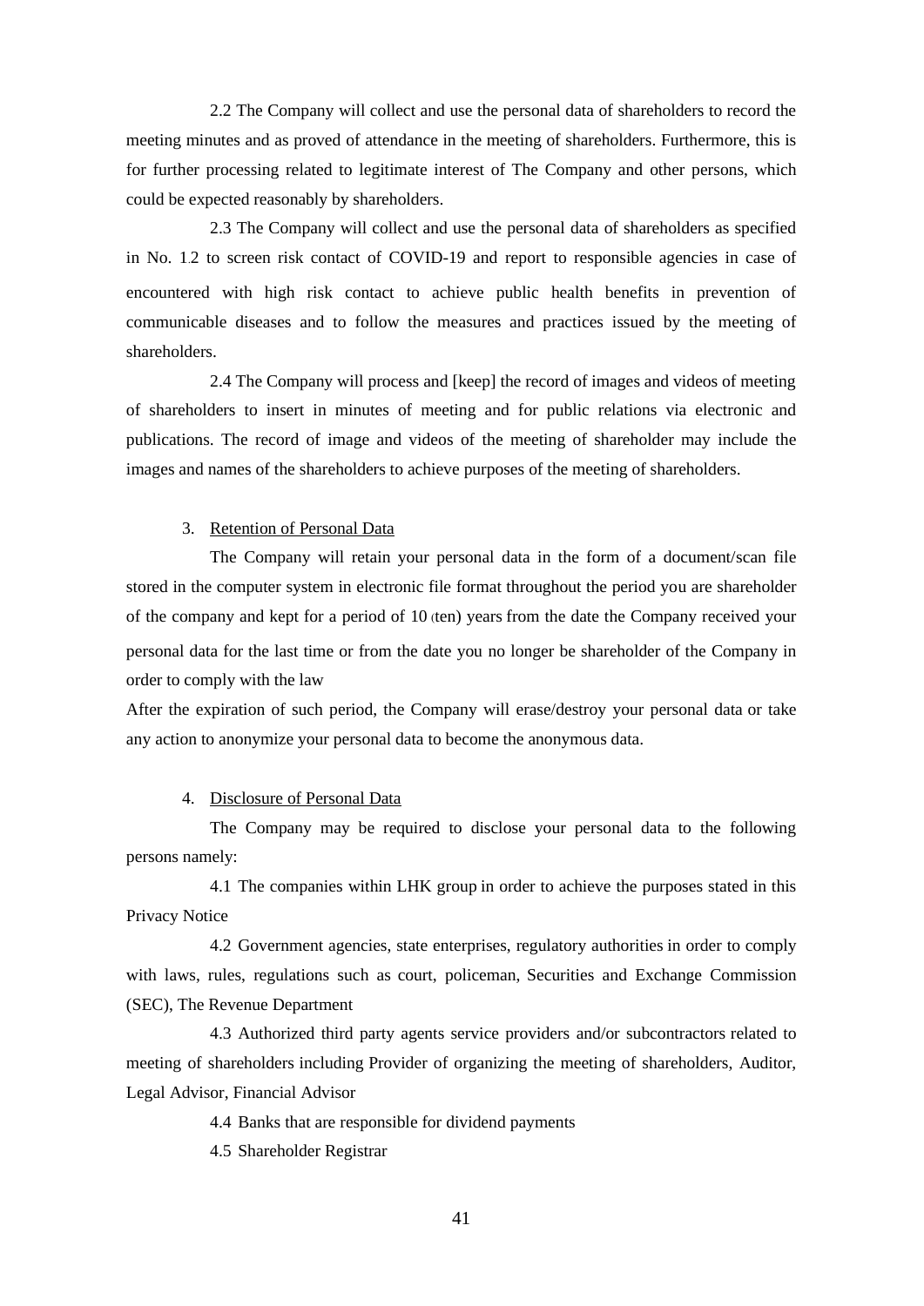2.2 The Company will collect and use the personal data of shareholders to record the meeting minutes and as proved of attendance in the meeting of shareholders. Furthermore, this is for further processing related to legitimate interest of The Company and other persons, which could be expected reasonably by shareholders.

2.3 The Company will collect and use the personal data of shareholders as specified in No. 1.2 to screen risk contact of COVID-19 and report to responsible agencies in case of encountered with high risk contact to achieve public health benefits in prevention of communicable diseases and to follow the measures and practices issued by the meeting of shareholders.

2.4 The Company will process and [keep] the record of images and videos of meeting of shareholders to insert in minutes of meeting and for public relations via electronic and publications. The record of image and videos of the meeting of shareholder may include the images and names of the shareholders to achieve purposes of the meeting of shareholders.

3. <u>Retention of Personal Data</u>

The Company will retain your personal data in the form of a document/scan file stored in the computer system in electronic file format throughout the period you are shareholder of the company and kept for a period of 10 (ten) years from the date the Company received your personal data for the last time or from the date you no longer be shareholder of the Company in order to comply with the law

After the expiration of such period, the Company will erase/destroy your personal data or take any action to anonymize your personal data to become the anonymous data.

4. <u>Disclosure of Personal Data</u>

The Company may be required to disclose your personal data to the following persons namely:

4.1 The companies within LHK group in order to achieve the purposes stated in this Privacy Notice

4.2 Government agencies, state enterprises, regulatory authorities in order to comply with laws, rules, regulations such as court, policeman, Securities and Exchange Commission (SEC), The Revenue Department

4.3 Authorized third party agents service providers and/or subcontractors related to meeting of shareholders including Provider of organizing the meeting of shareholders, Auditor, Legal Advisor, Financial Advisor

4.4 Banks that are responsible for dividend payments

4.5 Shareholder Registrar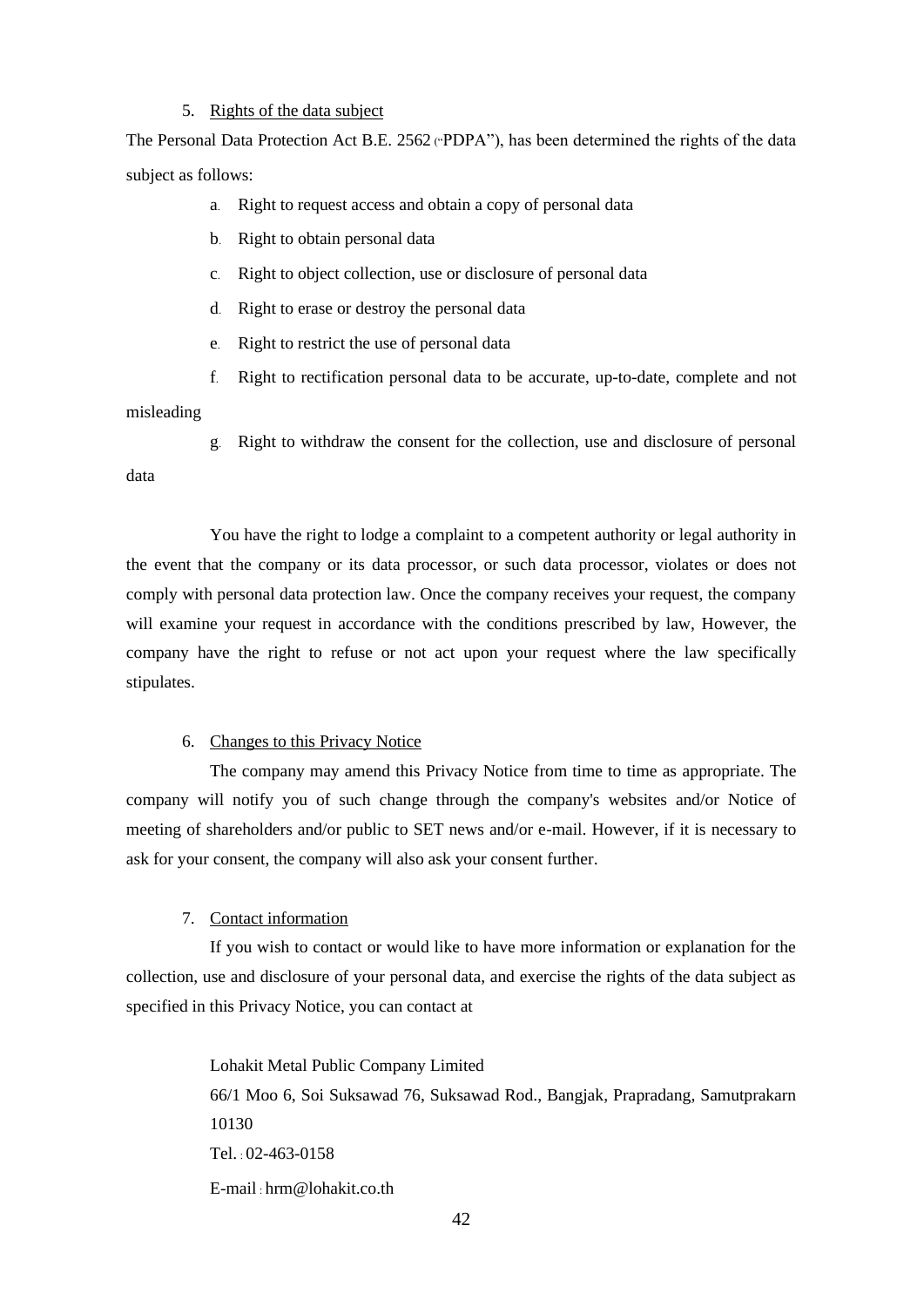5. Rights of the data subject

The Personal Data Protection Act B.E. 2562 ("PDPA"), has been determined the rights of the data subject as follows:

a. Right to request access and obtain a copy of personal data

b. Right to obtain personal data

c. Right to object collection, use or disclosure of personal data

d. Right to erase or destroy the personal data

e. Right to restrict the use of personal data

f. Right to rectification personal data to be accurate, up-to-date, complete and not misleading

g. Right to withdraw the consent for the collection, use and disclosure of personal data

You have the right to lodge a complaint to a competent authority or legal authority in the event that the company or its data processor, or such data processor, violates or does not comply with personal data protection law. Once the company receives your request, the company will examine your request in accordance with the conditions prescribed by law, However, the company have the right to refuse or not act upon your request where the law specifically stipulates.

6. Changes to this Privacy Notice

The company may amend this Privacy Notice from time to time as appropriate. The company will notify you of such change through the company's websites and/or Notice of meeting of shareholders and/or public to SET news and/or e-mail. However, if it is necessary to ask for your consent, the company will also ask your consent further.

7. Contact information

If you wish to contact or would like to have more information or explanation for the collection, use and disclosure of your personal data, and exercise the rights of the data subject as specified in this Privacy Notice, you can contact at

Lohakit Metal Public Company Limited
66/1 Moo 6, Soi Suksawad 76, Suksawad Rod., Bangjak, Prapradang, Samutprakarn 10130
Tel. : 02-463-0158
E-mail : hrm@lohakit.co.th